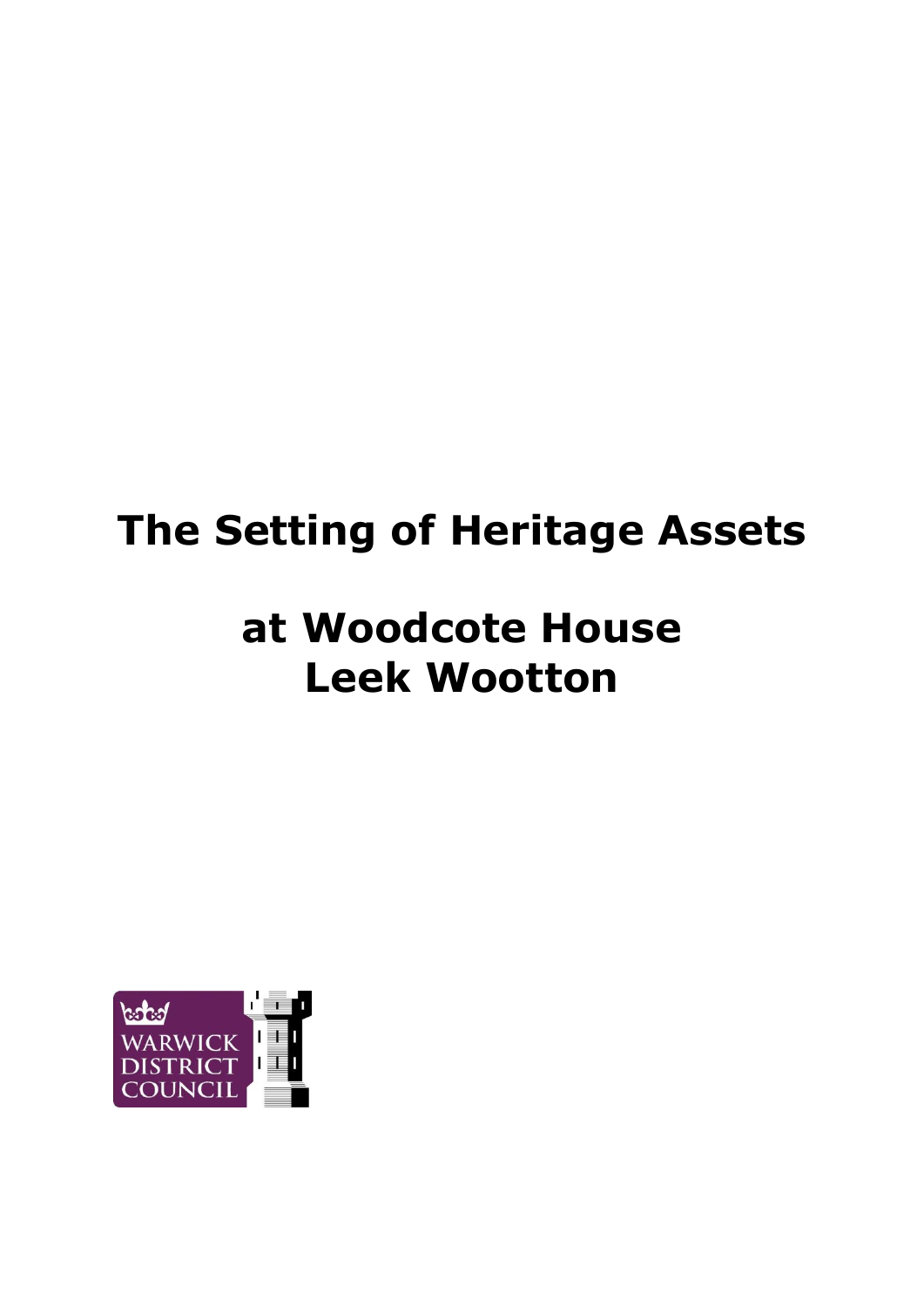# The Setting of Heritage Assets

# at Woodcote House Leek Wootton

WARWICK DISTRICT COUNCIL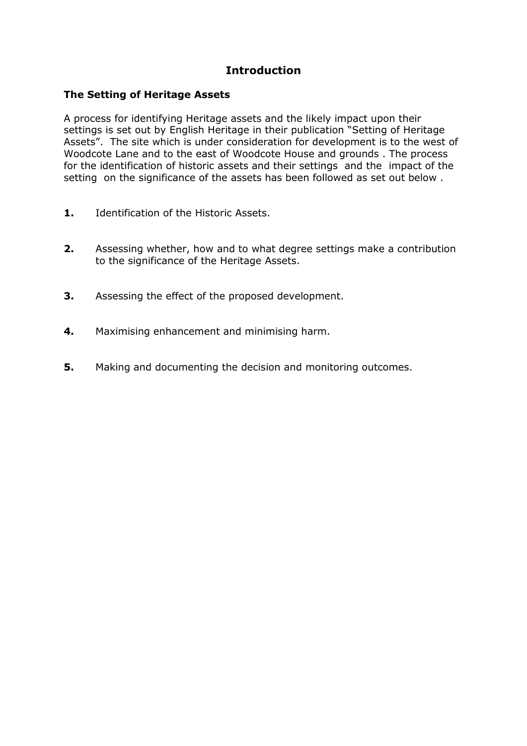# Introduction

## The Setting of Heritage Assets

A process for identifying Heritage assets and the likely impact upon their settings is set out by English Heritage in their publication "Setting of Heritage Assets". The site which is under consideration for development is to the west of Woodcote Lane and to the east of Woodcote House and grounds . The process for the identification of historic assets and their settings and the impact of the setting on the significance of the assets has been followed as set out below .

**1.** Identification of the Historic Assets.

**2.** Assessing whether, how and to what degree settings make a contribution to the significance of the Heritage Assets.

**3.** Assessing the effect of the proposed development.

**4.** Maximising enhancement and minimising harm.

**5.** Making and documenting the decision and monitoring outcomes.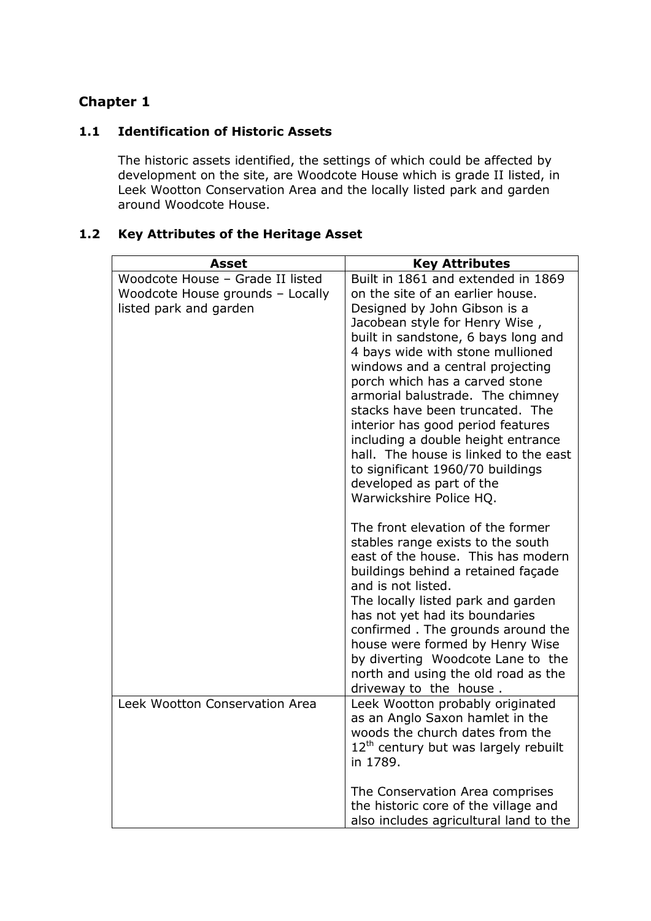## Chapter 1

### 1.1 Identification of Historic Assets

The historic assets identified, the settings of which could be affected by development on the site, are Woodcote House which is grade II listed, in Leek Wootton Conservation Area and the locally listed park and garden around Woodcote House.

### 1.2 Key Attributes of the Heritage Asset

| Asset | Key Attributes |
|---|---|
| Woodcote House – Grade II listed<br>Woodcote House grounds – Locally listed park and garden | Built in 1861 and extended in 1869 on the site of an earlier house. Designed by John Gibson is a Jacobean style for Henry Wise , built in sandstone, 6 bays long and 4 bays wide with stone mullioned windows and a central projecting porch which has a carved stone armorial balustrade. The chimney stacks have been truncated. The interior has good period features including a double height entrance hall. The house is linked to the east to significant 1960/70 buildings developed as part of the Warwickshire Police HQ.<br><br>The front elevation of the former stables range exists to the south east of the house. This has modern buildings behind a retained façade and is not listed.<br>The locally listed park and garden has not yet had its boundaries confirmed . The grounds around the house were formed by Henry Wise by diverting Woodcote Lane to the north and using the old road as the driveway to the house . |
| Leek Wootton Conservation Area | Leek Wootton probably originated as an Anglo Saxon hamlet in the woods the church dates from the 12th century but was largely rebuilt in 1789.<br><br>The Conservation Area comprises the historic core of the village and also includes agricultural land to the |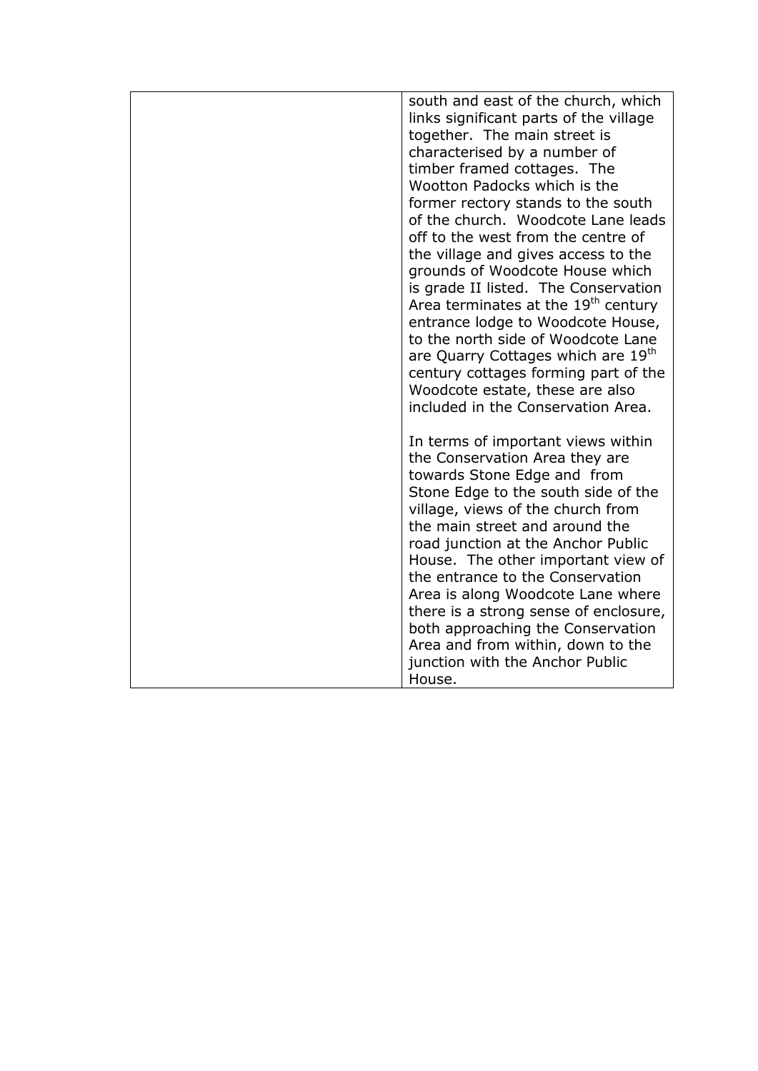| | |
|---|---|
| | south and east of the church, which links significant parts of the village together. The main street is characterised by a number of timber framed cottages. The Wootton Padocks which is the former rectory stands to the south of the church. Woodcote Lane leads off to the west from the centre of the village and gives access to the grounds of Woodcote House which is grade II listed. The Conservation Area terminates at the 19th century entrance lodge to Woodcote House, to the north side of Woodcote Lane are Quarry Cottages which are 19th century cottages forming part of the Woodcote estate, these are also included in the Conservation Area.<br><br>In terms of important views within the Conservation Area they are towards Stone Edge and from Stone Edge to the south side of the village, views of the church from the main street and around the road junction at the Anchor Public House. The other important view of the entrance to the Conservation Area is along Woodcote Lane where there is a strong sense of enclosure, both approaching the Conservation Area and from within, down to the junction with the Anchor Public House. |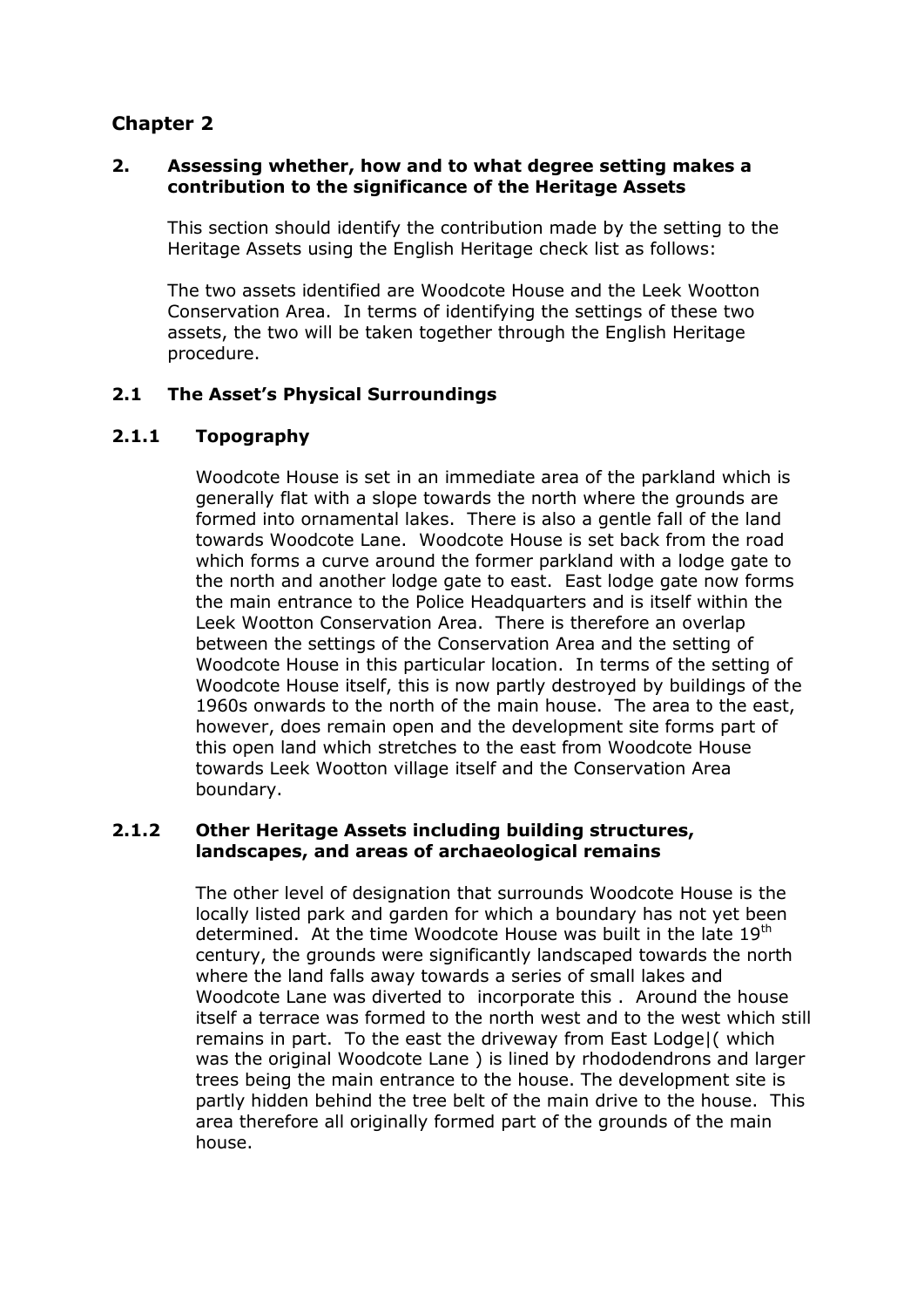# Chapter 2

## 2. Assessing whether, how and to what degree setting makes a contribution to the significance of the Heritage Assets

This section should identify the contribution made by the setting to the Heritage Assets using the English Heritage check list as follows:

The two assets identified are Woodcote House and the Leek Wootton Conservation Area. In terms of identifying the settings of these two assets, the two will be taken together through the English Heritage procedure.

### 2.1 The Asset's Physical Surroundings

#### 2.1.1 Topography

Woodcote House is set in an immediate area of the parkland which is generally flat with a slope towards the north where the grounds are formed into ornamental lakes. There is also a gentle fall of the land towards Woodcote Lane. Woodcote House is set back from the road which forms a curve around the former parkland with a lodge gate to the north and another lodge gate to east. East lodge gate now forms the main entrance to the Police Headquarters and is itself within the Leek Wootton Conservation Area. There is therefore an overlap between the settings of the Conservation Area and the setting of Woodcote House in this particular location. In terms of the setting of Woodcote House itself, this is now partly destroyed by buildings of the 1960s onwards to the north of the main house. The area to the east, however, does remain open and the development site forms part of this open land which stretches to the east from Woodcote House towards Leek Wootton village itself and the Conservation Area boundary.

#### 2.1.2 Other Heritage Assets including building structures, landscapes, and areas of archaeological remains

The other level of designation that surrounds Woodcote House is the locally listed park and garden for which a boundary has not yet been determined. At the time Woodcote House was built in the late 19th century, the grounds were significantly landscaped towards the north where the land falls away towards a series of small lakes and Woodcote Lane was diverted to incorporate this . Around the house itself a terrace was formed to the north west and to the west which still remains in part. To the east the driveway from East Lodge|( which was the original Woodcote Lane ) is lined by rhododendrons and larger trees being the main entrance to the house. The development site is partly hidden behind the tree belt of the main drive to the house. This area therefore all originally formed part of the grounds of the main house.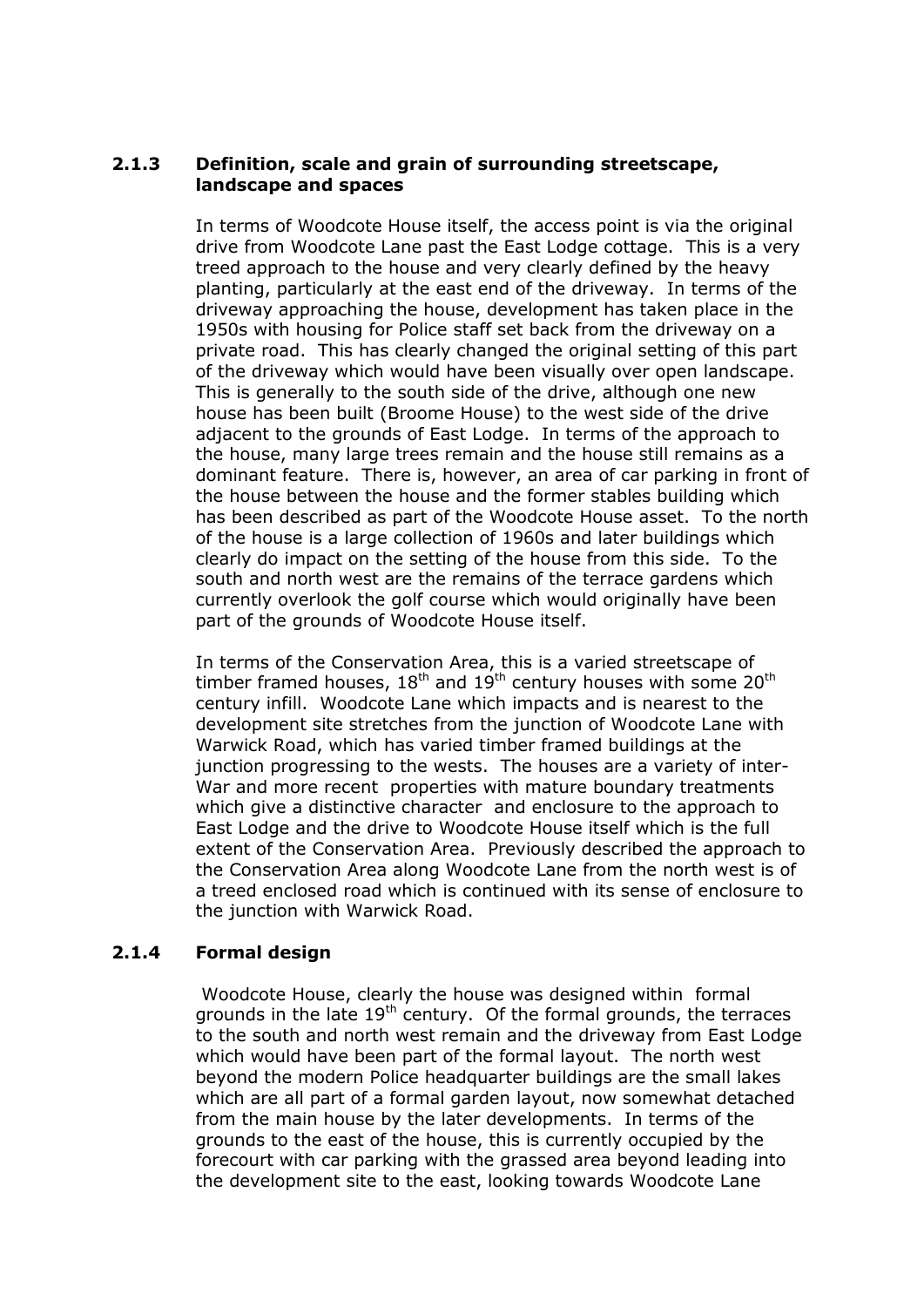### 2.1.3 Definition, scale and grain of surrounding streetscape, landscape and spaces

In terms of Woodcote House itself, the access point is via the original drive from Woodcote Lane past the East Lodge cottage. This is a very treed approach to the house and very clearly defined by the heavy planting, particularly at the east end of the driveway. In terms of the driveway approaching the house, development has taken place in the 1950s with housing for Police staff set back from the driveway on a private road. This has clearly changed the original setting of this part of the driveway which would have been visually over open landscape. This is generally to the south side of the drive, although one new house has been built (Broome House) to the west side of the drive adjacent to the grounds of East Lodge. In terms of the approach to the house, many large trees remain and the house still remains as a dominant feature. There is, however, an area of car parking in front of the house between the house and the former stables building which has been described as part of the Woodcote House asset. To the north of the house is a large collection of 1960s and later buildings which clearly do impact on the setting of the house from this side. To the south and north west are the remains of the terrace gardens which currently overlook the golf course which would originally have been part of the grounds of Woodcote House itself.

In terms of the Conservation Area, this is a varied streetscape of timber framed houses, 18th and 19th century houses with some 20th century infill. Woodcote Lane which impacts and is nearest to the development site stretches from the junction of Woodcote Lane with Warwick Road, which has varied timber framed buildings at the junction progressing to the wests. The houses are a variety of inter-War and more recent properties with mature boundary treatments which give a distinctive character and enclosure to the approach to East Lodge and the drive to Woodcote House itself which is the full extent of the Conservation Area. Previously described the approach to the Conservation Area along Woodcote Lane from the north west is of a treed enclosed road which is continued with its sense of enclosure to the junction with Warwick Road.

### 2.1.4 Formal design

Woodcote House, clearly the house was designed within formal grounds in the late 19th century. Of the formal grounds, the terraces to the south and north west remain and the driveway from East Lodge which would have been part of the formal layout. The north west beyond the modern Police headquarter buildings are the small lakes which are all part of a formal garden layout, now somewhat detached from the main house by the later developments. In terms of the grounds to the east of the house, this is currently occupied by the forecourt with car parking with the grassed area beyond leading into the development site to the east, looking towards Woodcote Lane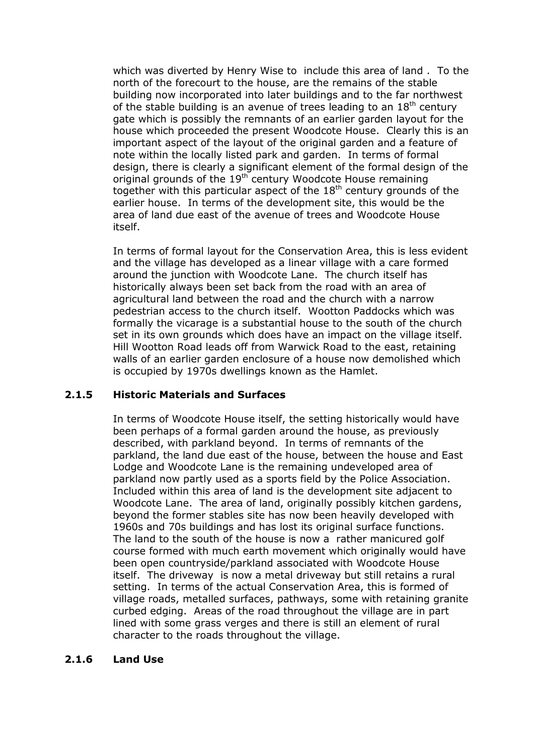which was diverted by Henry Wise to include this area of land . To the north of the forecourt to the house, are the remains of the stable building now incorporated into later buildings and to the far northwest of the stable building is an avenue of trees leading to an 18th century gate which is possibly the remnants of an earlier garden layout for the house which proceeded the present Woodcote House. Clearly this is an important aspect of the layout of the original garden and a feature of note within the locally listed park and garden. In terms of formal design, there is clearly a significant element of the formal design of the original grounds of the 19th century Woodcote House remaining together with this particular aspect of the 18th century grounds of the earlier house. In terms of the development site, this would be the area of land due east of the avenue of trees and Woodcote House itself.

In terms of formal layout for the Conservation Area, this is less evident and the village has developed as a linear village with a care formed around the junction with Woodcote Lane. The church itself has historically always been set back from the road with an area of agricultural land between the road and the church with a narrow pedestrian access to the church itself. Wootton Paddocks which was formally the vicarage is a substantial house to the south of the church set in its own grounds which does have an impact on the village itself. Hill Wootton Road leads off from Warwick Road to the east, retaining walls of an earlier garden enclosure of a house now demolished which is occupied by 1970s dwellings known as the Hamlet.

### 2.1.5 Historic Materials and Surfaces

In terms of Woodcote House itself, the setting historically would have been perhaps of a formal garden around the house, as previously described, with parkland beyond. In terms of remnants of the parkland, the land due east of the house, between the house and East Lodge and Woodcote Lane is the remaining undeveloped area of parkland now partly used as a sports field by the Police Association. Included within this area of land is the development site adjacent to Woodcote Lane. The area of land, originally possibly kitchen gardens, beyond the former stables site has now been heavily developed with 1960s and 70s buildings and has lost its original surface functions. The land to the south of the house is now a rather manicured golf course formed with much earth movement which originally would have been open countryside/parkland associated with Woodcote House itself. The driveway is now a metal driveway but still retains a rural setting. In terms of the actual Conservation Area, this is formed of village roads, metalled surfaces, pathways, some with retaining granite curbed edging. Areas of the road throughout the village are in part lined with some grass verges and there is still an element of rural character to the roads throughout the village.

### 2.1.6 Land Use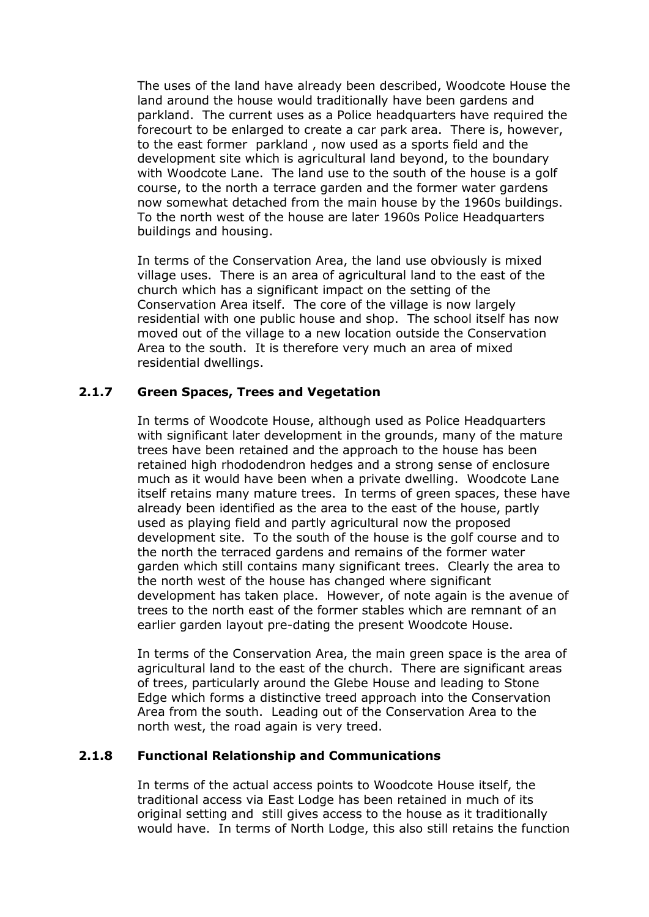The uses of the land have already been described, Woodcote House the land around the house would traditionally have been gardens and parkland. The current uses as a Police headquarters have required the forecourt to be enlarged to create a car park area. There is, however, to the east former parkland , now used as a sports field and the development site which is agricultural land beyond, to the boundary with Woodcote Lane. The land use to the south of the house is a golf course, to the north a terrace garden and the former water gardens now somewhat detached from the main house by the 1960s buildings. To the north west of the house are later 1960s Police Headquarters buildings and housing.

In terms of the Conservation Area, the land use obviously is mixed village uses. There is an area of agricultural land to the east of the church which has a significant impact on the setting of the Conservation Area itself. The core of the village is now largely residential with one public house and shop. The school itself has now moved out of the village to a new location outside the Conservation Area to the south. It is therefore very much an area of mixed residential dwellings.

### 2.1.7 Green Spaces, Trees and Vegetation

In terms of Woodcote House, although used as Police Headquarters with significant later development in the grounds, many of the mature trees have been retained and the approach to the house has been retained high rhododendron hedges and a strong sense of enclosure much as it would have been when a private dwelling. Woodcote Lane itself retains many mature trees. In terms of green spaces, these have already been identified as the area to the east of the house, partly used as playing field and partly agricultural now the proposed development site. To the south of the house is the golf course and to the north the terraced gardens and remains of the former water garden which still contains many significant trees. Clearly the area to the north west of the house has changed where significant development has taken place. However, of note again is the avenue of trees to the north east of the former stables which are remnant of an earlier garden layout pre-dating the present Woodcote House.

In terms of the Conservation Area, the main green space is the area of agricultural land to the east of the church. There are significant areas of trees, particularly around the Glebe House and leading to Stone Edge which forms a distinctive treed approach into the Conservation Area from the south. Leading out of the Conservation Area to the north west, the road again is very treed.

### 2.1.8 Functional Relationship and Communications

In terms of the actual access points to Woodcote House itself, the traditional access via East Lodge has been retained in much of its original setting and still gives access to the house as it traditionally would have. In terms of North Lodge, this also still retains the function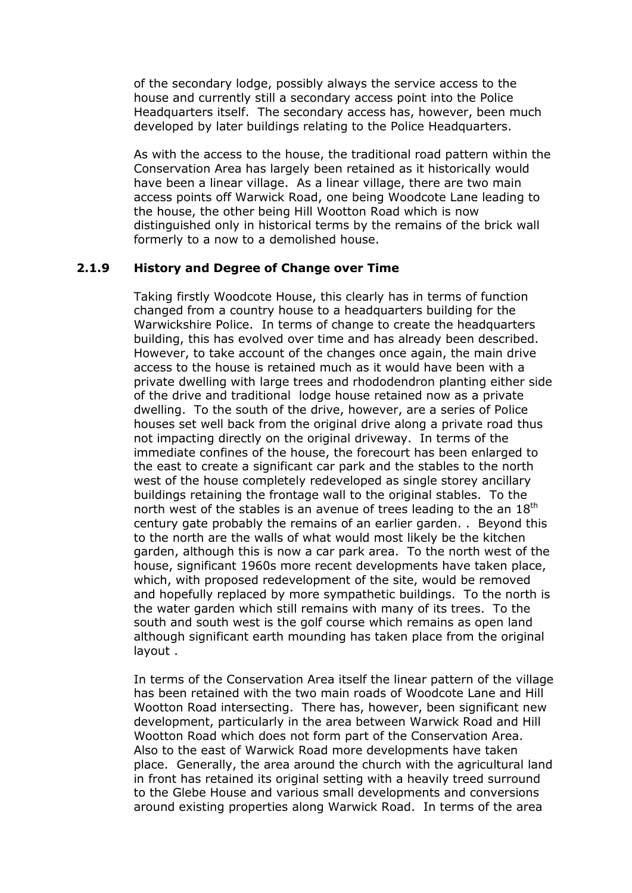of the secondary lodge, possibly always the service access to the house and currently still a secondary access point into the Police Headquarters itself. The secondary access has, however, been much developed by later buildings relating to the Police Headquarters.

As with the access to the house, the traditional road pattern within the Conservation Area has largely been retained as it historically would have been a linear village. As a linear village, there are two main access points off Warwick Road, one being Woodcote Lane leading to the house, the other being Hill Wootton Road which is now distinguished only in historical terms by the remains of the brick wall formerly to a now to a demolished house.

### 2.1.9 History and Degree of Change over Time

Taking firstly Woodcote House, this clearly has in terms of function changed from a country house to a headquarters building for the Warwickshire Police. In terms of change to create the headquarters building, this has evolved over time and has already been described. However, to take account of the changes once again, the main drive access to the house is retained much as it would have been with a private dwelling with large trees and rhododendron planting either side of the drive and traditional lodge house retained now as a private dwelling. To the south of the drive, however, are a series of Police houses set well back from the original drive along a private road thus not impacting directly on the original driveway. In terms of the immediate confines of the house, the forecourt has been enlarged to the east to create a significant car park and the stables to the north west of the house completely redeveloped as single storey ancillary buildings retaining the frontage wall to the original stables. To the north west of the stables is an avenue of trees leading to the an 18th century gate probably the remains of an earlier garden. . Beyond this to the north are the walls of what would most likely be the kitchen garden, although this is now a car park area. To the north west of the house, significant 1960s more recent developments have taken place, which, with proposed redevelopment of the site, would be removed and hopefully replaced by more sympathetic buildings. To the north is the water garden which still remains with many of its trees. To the south and south west is the golf course which remains as open land although significant earth mounding has taken place from the original layout .

In terms of the Conservation Area itself the linear pattern of the village has been retained with the two main roads of Woodcote Lane and Hill Wootton Road intersecting. There has, however, been significant new development, particularly in the area between Warwick Road and Hill Wootton Road which does not form part of the Conservation Area. Also to the east of Warwick Road more developments have taken place. Generally, the area around the church with the agricultural land in front has retained its original setting with a heavily treed surround to the Glebe House and various small developments and conversions around existing properties along Warwick Road. In terms of the area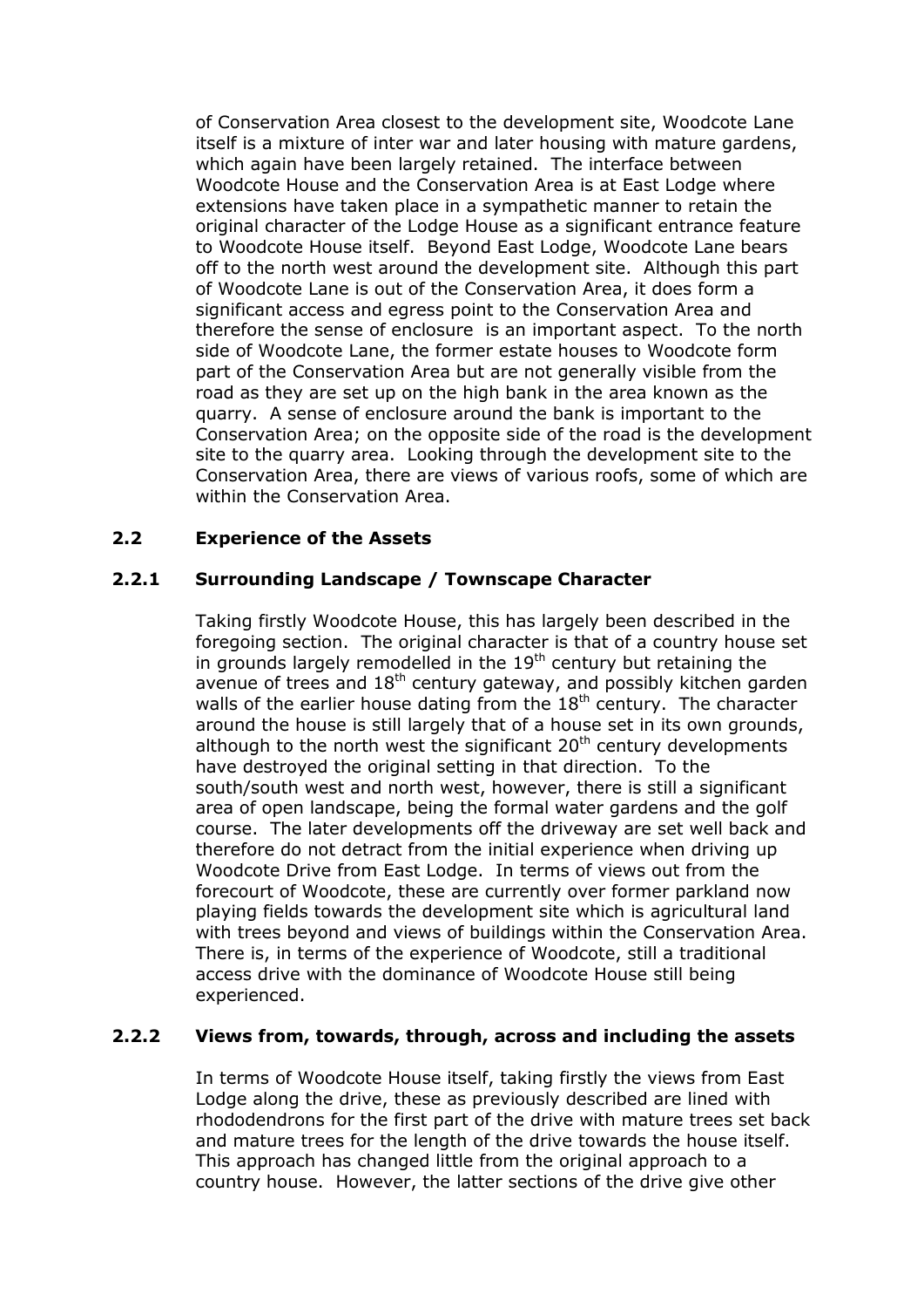of Conservation Area closest to the development site, Woodcote Lane itself is a mixture of inter war and later housing with mature gardens, which again have been largely retained. The interface between Woodcote House and the Conservation Area is at East Lodge where extensions have taken place in a sympathetic manner to retain the original character of the Lodge House as a significant entrance feature to Woodcote House itself. Beyond East Lodge, Woodcote Lane bears off to the north west around the development site. Although this part of Woodcote Lane is out of the Conservation Area, it does form a significant access and egress point to the Conservation Area and therefore the sense of enclosure is an important aspect. To the north side of Woodcote Lane, the former estate houses to Woodcote form part of the Conservation Area but are not generally visible from the road as they are set up on the high bank in the area known as the quarry. A sense of enclosure around the bank is important to the Conservation Area; on the opposite side of the road is the development site to the quarry area. Looking through the development site to the Conservation Area, there are views of various roofs, some of which are within the Conservation Area.

## 2.2 Experience of the Assets

### 2.2.1 Surrounding Landscape / Townscape Character

Taking firstly Woodcote House, this has largely been described in the foregoing section. The original character is that of a country house set in grounds largely remodelled in the 19th century but retaining the avenue of trees and 18th century gateway, and possibly kitchen garden walls of the earlier house dating from the 18th century. The character around the house is still largely that of a house set in its own grounds, although to the north west the significant 20th century developments have destroyed the original setting in that direction. To the south/south west and north west, however, there is still a significant area of open landscape, being the formal water gardens and the golf course. The later developments off the driveway are set well back and therefore do not detract from the initial experience when driving up Woodcote Drive from East Lodge. In terms of views out from the forecourt of Woodcote, these are currently over former parkland now playing fields towards the development site which is agricultural land with trees beyond and views of buildings within the Conservation Area. There is, in terms of the experience of Woodcote, still a traditional access drive with the dominance of Woodcote House still being experienced.

### 2.2.2 Views from, towards, through, across and including the assets

In terms of Woodcote House itself, taking firstly the views from East Lodge along the drive, these as previously described are lined with rhododendrons for the first part of the drive with mature trees set back and mature trees for the length of the drive towards the house itself. This approach has changed little from the original approach to a country house. However, the latter sections of the drive give other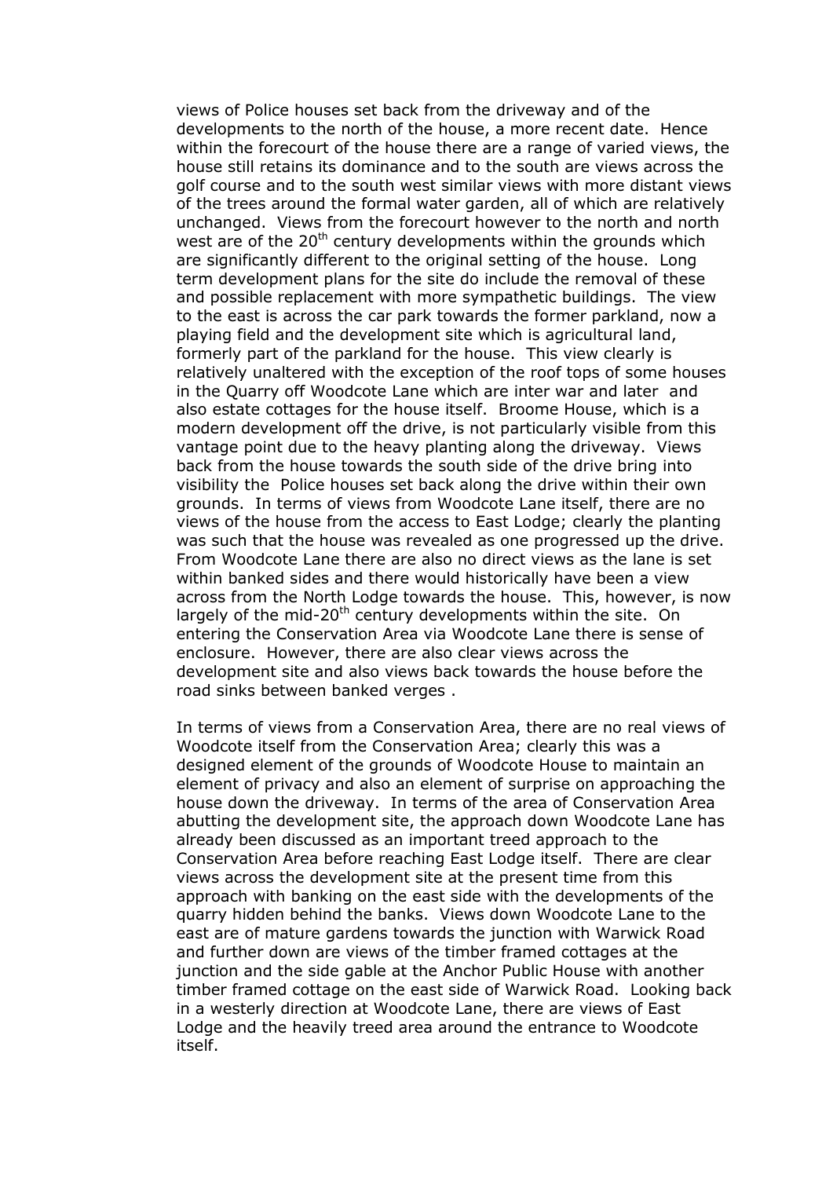views of Police houses set back from the driveway and of the developments to the north of the house, a more recent date. Hence within the forecourt of the house there are a range of varied views, the house still retains its dominance and to the south are views across the golf course and to the south west similar views with more distant views of the trees around the formal water garden, all of which are relatively unchanged. Views from the forecourt however to the north and north west are of the 20th century developments within the grounds which are significantly different to the original setting of the house. Long term development plans for the site do include the removal of these and possible replacement with more sympathetic buildings. The view to the east is across the car park towards the former parkland, now a playing field and the development site which is agricultural land, formerly part of the parkland for the house. This view clearly is relatively unaltered with the exception of the roof tops of some houses in the Quarry off Woodcote Lane which are inter war and later and also estate cottages for the house itself. Broome House, which is a modern development off the drive, is not particularly visible from this vantage point due to the heavy planting along the driveway. Views back from the house towards the south side of the drive bring into visibility the Police houses set back along the drive within their own grounds. In terms of views from Woodcote Lane itself, there are no views of the house from the access to East Lodge; clearly the planting was such that the house was revealed as one progressed up the drive. From Woodcote Lane there are also no direct views as the lane is set within banked sides and there would historically have been a view across from the North Lodge towards the house. This, however, is now largely of the mid-20th century developments within the site. On entering the Conservation Area via Woodcote Lane there is sense of enclosure. However, there are also clear views across the development site and also views back towards the house before the road sinks between banked verges .

In terms of views from a Conservation Area, there are no real views of Woodcote itself from the Conservation Area; clearly this was a designed element of the grounds of Woodcote House to maintain an element of privacy and also an element of surprise on approaching the house down the driveway. In terms of the area of Conservation Area abutting the development site, the approach down Woodcote Lane has already been discussed as an important treed approach to the Conservation Area before reaching East Lodge itself. There are clear views across the development site at the present time from this approach with banking on the east side with the developments of the quarry hidden behind the banks. Views down Woodcote Lane to the east are of mature gardens towards the junction with Warwick Road and further down are views of the timber framed cottages at the junction and the side gable at the Anchor Public House with another timber framed cottage on the east side of Warwick Road. Looking back in a westerly direction at Woodcote Lane, there are views of East Lodge and the heavily treed area around the entrance to Woodcote itself.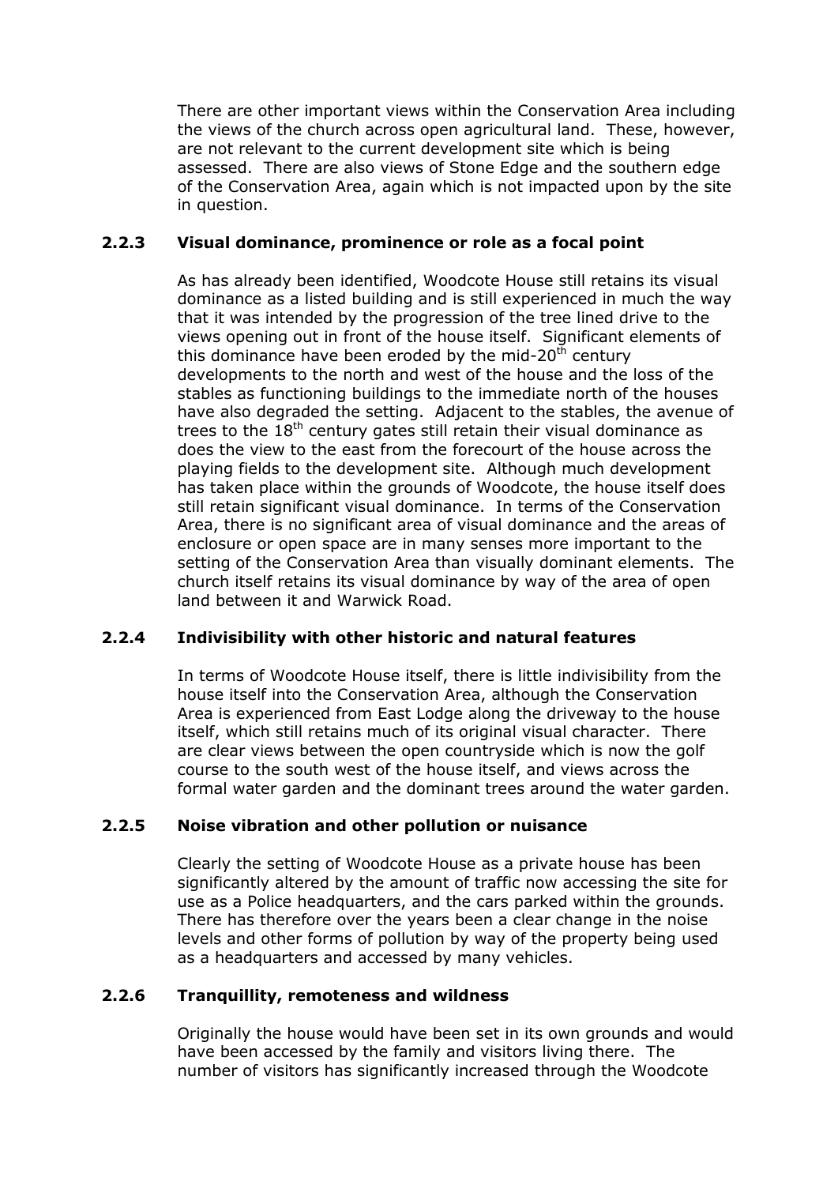There are other important views within the Conservation Area including the views of the church across open agricultural land. These, however, are not relevant to the current development site which is being assessed. There are also views of Stone Edge and the southern edge of the Conservation Area, again which is not impacted upon by the site in question.

### 2.2.3 Visual dominance, prominence or role as a focal point

As has already been identified, Woodcote House still retains its visual dominance as a listed building and is still experienced in much the way that it was intended by the progression of the tree lined drive to the views opening out in front of the house itself. Significant elements of this dominance have been eroded by the mid-20th century developments to the north and west of the house and the loss of the stables as functioning buildings to the immediate north of the houses have also degraded the setting. Adjacent to the stables, the avenue of trees to the 18th century gates still retain their visual dominance as does the view to the east from the forecourt of the house across the playing fields to the development site. Although much development has taken place within the grounds of Woodcote, the house itself does still retain significant visual dominance. In terms of the Conservation Area, there is no significant area of visual dominance and the areas of enclosure or open space are in many senses more important to the setting of the Conservation Area than visually dominant elements. The church itself retains its visual dominance by way of the area of open land between it and Warwick Road.

### 2.2.4 Indivisibility with other historic and natural features

In terms of Woodcote House itself, there is little indivisibility from the house itself into the Conservation Area, although the Conservation Area is experienced from East Lodge along the driveway to the house itself, which still retains much of its original visual character. There are clear views between the open countryside which is now the golf course to the south west of the house itself, and views across the formal water garden and the dominant trees around the water garden.

### 2.2.5 Noise vibration and other pollution or nuisance

Clearly the setting of Woodcote House as a private house has been significantly altered by the amount of traffic now accessing the site for use as a Police headquarters, and the cars parked within the grounds. There has therefore over the years been a clear change in the noise levels and other forms of pollution by way of the property being used as a headquarters and accessed by many vehicles.

### 2.2.6 Tranquillity, remoteness and wildness

Originally the house would have been set in its own grounds and would have been accessed by the family and visitors living there. The number of visitors has significantly increased through the Woodcote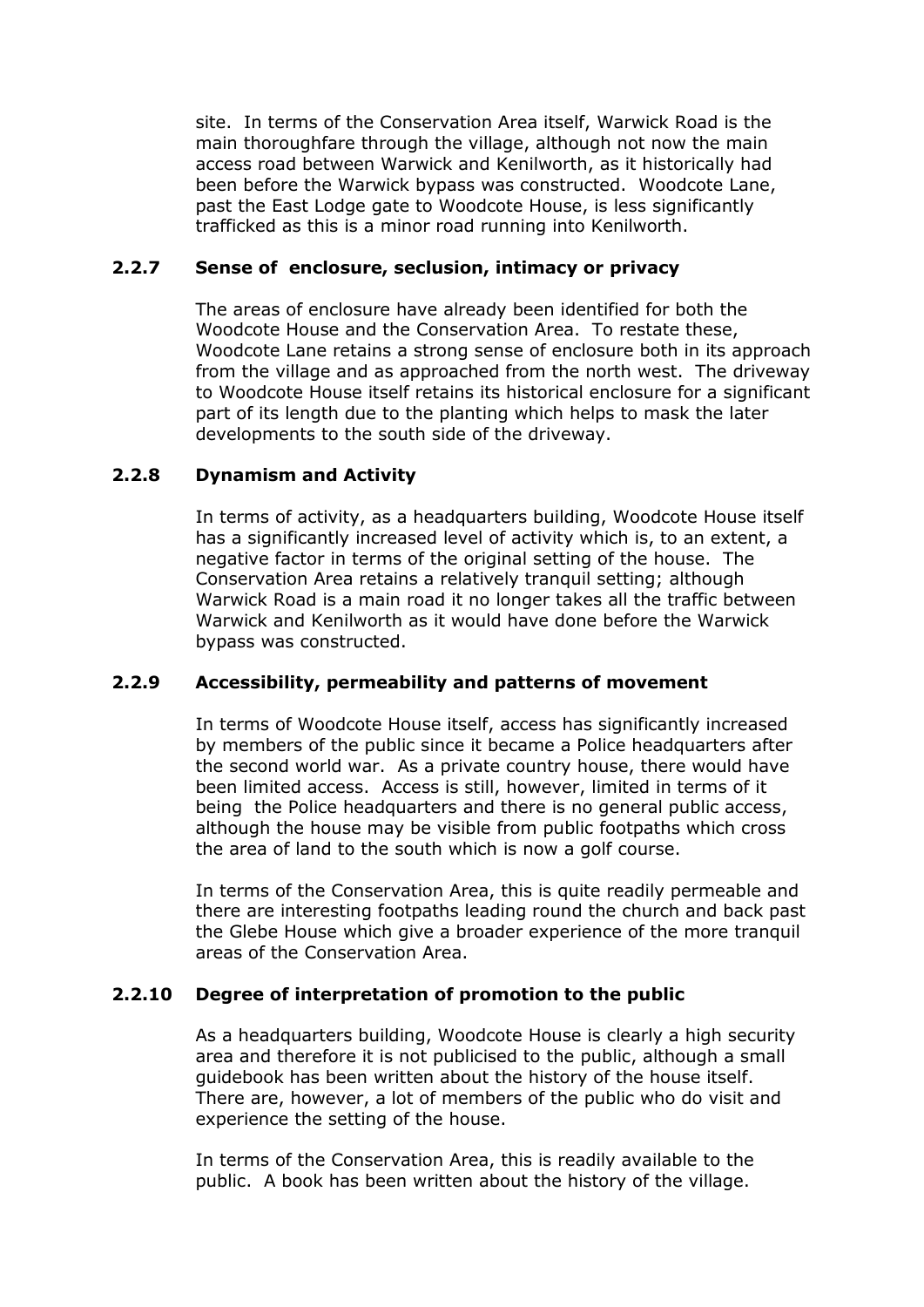site. In terms of the Conservation Area itself, Warwick Road is the main thoroughfare through the village, although not now the main access road between Warwick and Kenilworth, as it historically had been before the Warwick bypass was constructed. Woodcote Lane, past the East Lodge gate to Woodcote House, is less significantly trafficked as this is a minor road running into Kenilworth.

### 2.2.7 Sense of enclosure, seclusion, intimacy or privacy

The areas of enclosure have already been identified for both the Woodcote House and the Conservation Area. To restate these, Woodcote Lane retains a strong sense of enclosure both in its approach from the village and as approached from the north west. The driveway to Woodcote House itself retains its historical enclosure for a significant part of its length due to the planting which helps to mask the later developments to the south side of the driveway.

### 2.2.8 Dynamism and Activity

In terms of activity, as a headquarters building, Woodcote House itself has a significantly increased level of activity which is, to an extent, a negative factor in terms of the original setting of the house. The Conservation Area retains a relatively tranquil setting; although Warwick Road is a main road it no longer takes all the traffic between Warwick and Kenilworth as it would have done before the Warwick bypass was constructed.

### 2.2.9 Accessibility, permeability and patterns of movement

In terms of Woodcote House itself, access has significantly increased by members of the public since it became a Police headquarters after the second world war. As a private country house, there would have been limited access. Access is still, however, limited in terms of it being the Police headquarters and there is no general public access, although the house may be visible from public footpaths which cross the area of land to the south which is now a golf course.

In terms of the Conservation Area, this is quite readily permeable and there are interesting footpaths leading round the church and back past the Glebe House which give a broader experience of the more tranquil areas of the Conservation Area.

### 2.2.10 Degree of interpretation of promotion to the public

As a headquarters building, Woodcote House is clearly a high security area and therefore it is not publicised to the public, although a small guidebook has been written about the history of the house itself. There are, however, a lot of members of the public who do visit and experience the setting of the house.

In terms of the Conservation Area, this is readily available to the public. A book has been written about the history of the village.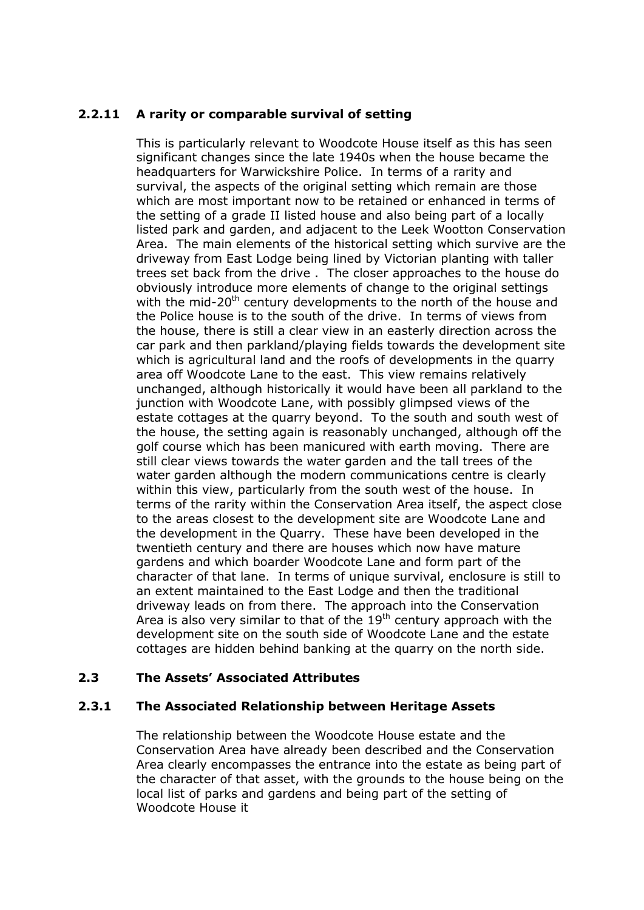### 2.2.11 A rarity or comparable survival of setting

This is particularly relevant to Woodcote House itself as this has seen significant changes since the late 1940s when the house became the headquarters for Warwickshire Police. In terms of a rarity and survival, the aspects of the original setting which remain are those which are most important now to be retained or enhanced in terms of the setting of a grade II listed house and also being part of a locally listed park and garden, and adjacent to the Leek Wootton Conservation Area. The main elements of the historical setting which survive are the driveway from East Lodge being lined by Victorian planting with taller trees set back from the drive . The closer approaches to the house do obviously introduce more elements of change to the original settings with the mid-20th century developments to the north of the house and the Police house is to the south of the drive. In terms of views from the house, there is still a clear view in an easterly direction across the car park and then parkland/playing fields towards the development site which is agricultural land and the roofs of developments in the quarry area off Woodcote Lane to the east. This view remains relatively unchanged, although historically it would have been all parkland to the junction with Woodcote Lane, with possibly glimpsed views of the estate cottages at the quarry beyond. To the south and south west of the house, the setting again is reasonably unchanged, although off the golf course which has been manicured with earth moving. There are still clear views towards the water garden and the tall trees of the water garden although the modern communications centre is clearly within this view, particularly from the south west of the house. In terms of the rarity within the Conservation Area itself, the aspect close to the areas closest to the development site are Woodcote Lane and the development in the Quarry. These have been developed in the twentieth century and there are houses which now have mature gardens and which boarder Woodcote Lane and form part of the character of that lane. In terms of unique survival, enclosure is still to an extent maintained to the East Lodge and then the traditional driveway leads on from there. The approach into the Conservation Area is also very similar to that of the 19th century approach with the development site on the south side of Woodcote Lane and the estate cottages are hidden behind banking at the quarry on the north side.

## 2.3 The Assets' Associated Attributes

### 2.3.1 The Associated Relationship between Heritage Assets

The relationship between the Woodcote House estate and the Conservation Area have already been described and the Conservation Area clearly encompasses the entrance into the estate as being part of the character of that asset, with the grounds to the house being on the local list of parks and gardens and being part of the setting of Woodcote House it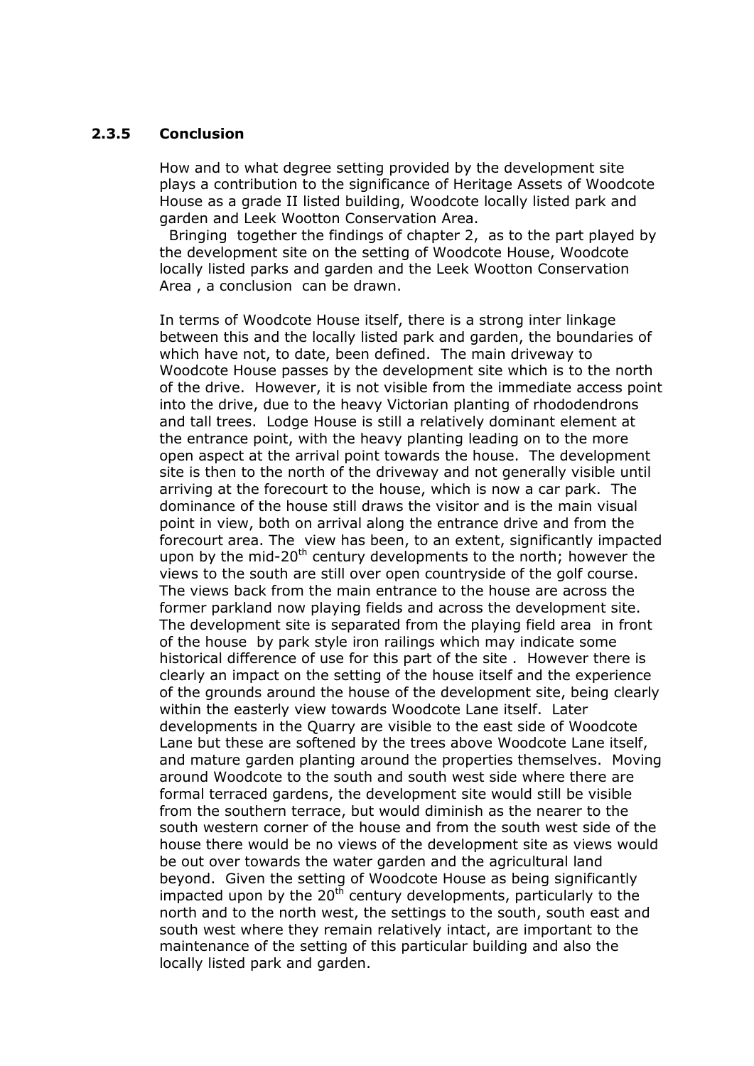### 2.3.5 Conclusion

How and to what degree setting provided by the development site plays a contribution to the significance of Heritage Assets of Woodcote House as a grade II listed building, Woodcote locally listed park and garden and Leek Wootton Conservation Area.

Bringing together the findings of chapter 2, as to the part played by the development site on the setting of Woodcote House, Woodcote locally listed parks and garden and the Leek Wootton Conservation Area , a conclusion can be drawn.

In terms of Woodcote House itself, there is a strong inter linkage between this and the locally listed park and garden, the boundaries of which have not, to date, been defined. The main driveway to Woodcote House passes by the development site which is to the north of the drive. However, it is not visible from the immediate access point into the drive, due to the heavy Victorian planting of rhododendrons and tall trees. Lodge House is still a relatively dominant element at the entrance point, with the heavy planting leading on to the more open aspect at the arrival point towards the house. The development site is then to the north of the driveway and not generally visible until arriving at the forecourt to the house, which is now a car park. The dominance of the house still draws the visitor and is the main visual point in view, both on arrival along the entrance drive and from the forecourt area. The view has been, to an extent, significantly impacted upon by the mid-20$^{th}$ century developments to the north; however the views to the south are still over open countryside of the golf course. The views back from the main entrance to the house are across the former parkland now playing fields and across the development site. The development site is separated from the playing field area in front of the house by park style iron railings which may indicate some historical difference of use for this part of the site . However there is clearly an impact on the setting of the house itself and the experience of the grounds around the house of the development site, being clearly within the easterly view towards Woodcote Lane itself. Later developments in the Quarry are visible to the east side of Woodcote Lane but these are softened by the trees above Woodcote Lane itself, and mature garden planting around the properties themselves. Moving around Woodcote to the south and south west side where there are formal terraced gardens, the development site would still be visible from the southern terrace, but would diminish as the nearer to the south western corner of the house and from the south west side of the house there would be no views of the development site as views would be out over towards the water garden and the agricultural land beyond. Given the setting of Woodcote House as being significantly impacted upon by the 20$^{th}$ century developments, particularly to the north and to the north west, the settings to the south, south east and south west where they remain relatively intact, are important to the maintenance of the setting of this particular building and also the locally listed park and garden.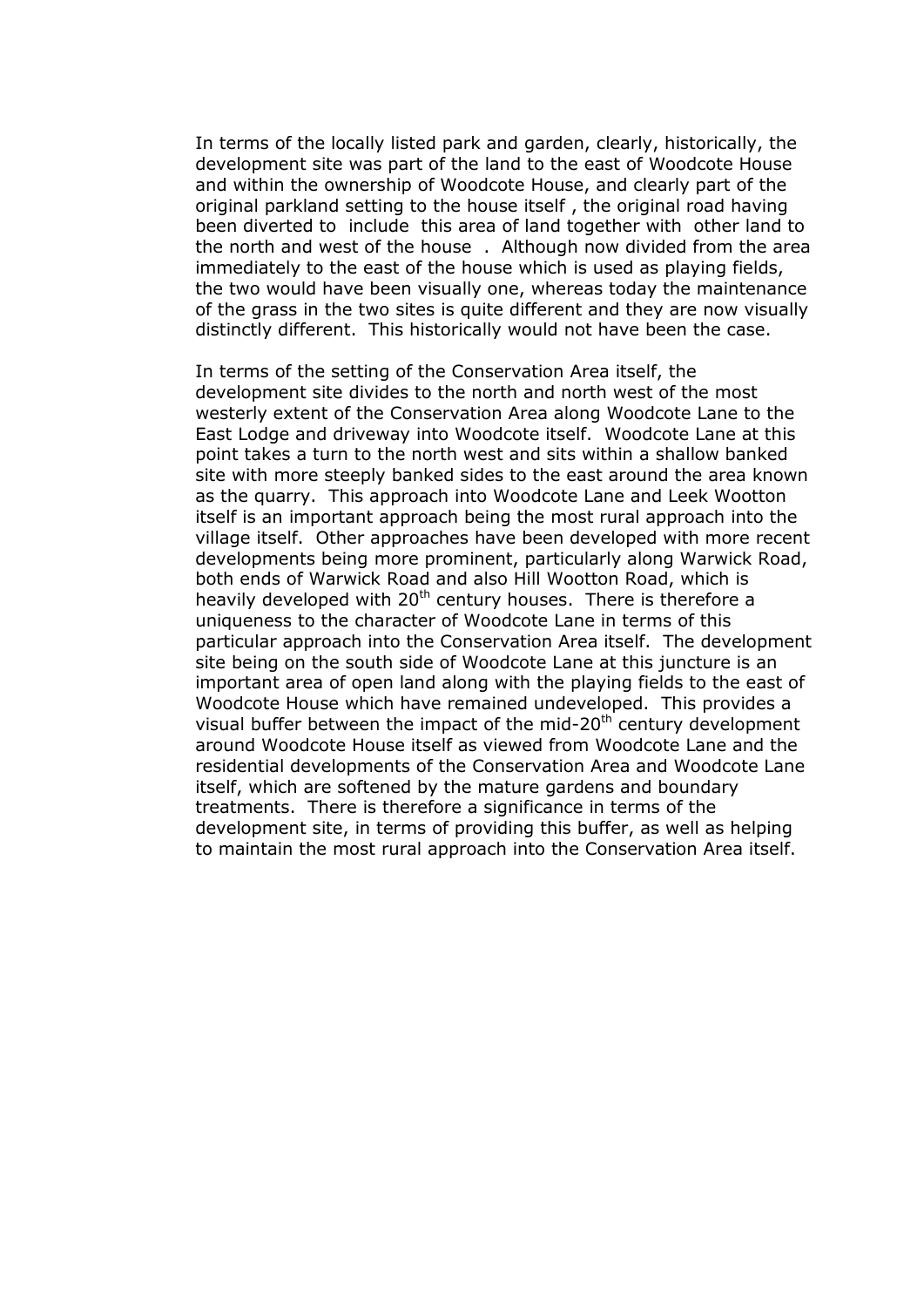In terms of the locally listed park and garden, clearly, historically, the development site was part of the land to the east of Woodcote House and within the ownership of Woodcote House, and clearly part of the original parkland setting to the house itself , the original road having been diverted to include this area of land together with other land to the north and west of the house . Although now divided from the area immediately to the east of the house which is used as playing fields, the two would have been visually one, whereas today the maintenance of the grass in the two sites is quite different and they are now visually distinctly different. This historically would not have been the case.

In terms of the setting of the Conservation Area itself, the development site divides to the north and north west of the most westerly extent of the Conservation Area along Woodcote Lane to the East Lodge and driveway into Woodcote itself. Woodcote Lane at this point takes a turn to the north west and sits within a shallow banked site with more steeply banked sides to the east around the area known as the quarry. This approach into Woodcote Lane and Leek Wootton itself is an important approach being the most rural approach into the village itself. Other approaches have been developed with more recent developments being more prominent, particularly along Warwick Road, both ends of Warwick Road and also Hill Wootton Road, which is heavily developed with 20th century houses. There is therefore a uniqueness to the character of Woodcote Lane in terms of this particular approach into the Conservation Area itself. The development site being on the south side of Woodcote Lane at this juncture is an important area of open land along with the playing fields to the east of Woodcote House which have remained undeveloped. This provides a visual buffer between the impact of the mid-20th century development around Woodcote House itself as viewed from Woodcote Lane and the residential developments of the Conservation Area and Woodcote Lane itself, which are softened by the mature gardens and boundary treatments. There is therefore a significance in terms of the development site, in terms of providing this buffer, as well as helping to maintain the most rural approach into the Conservation Area itself.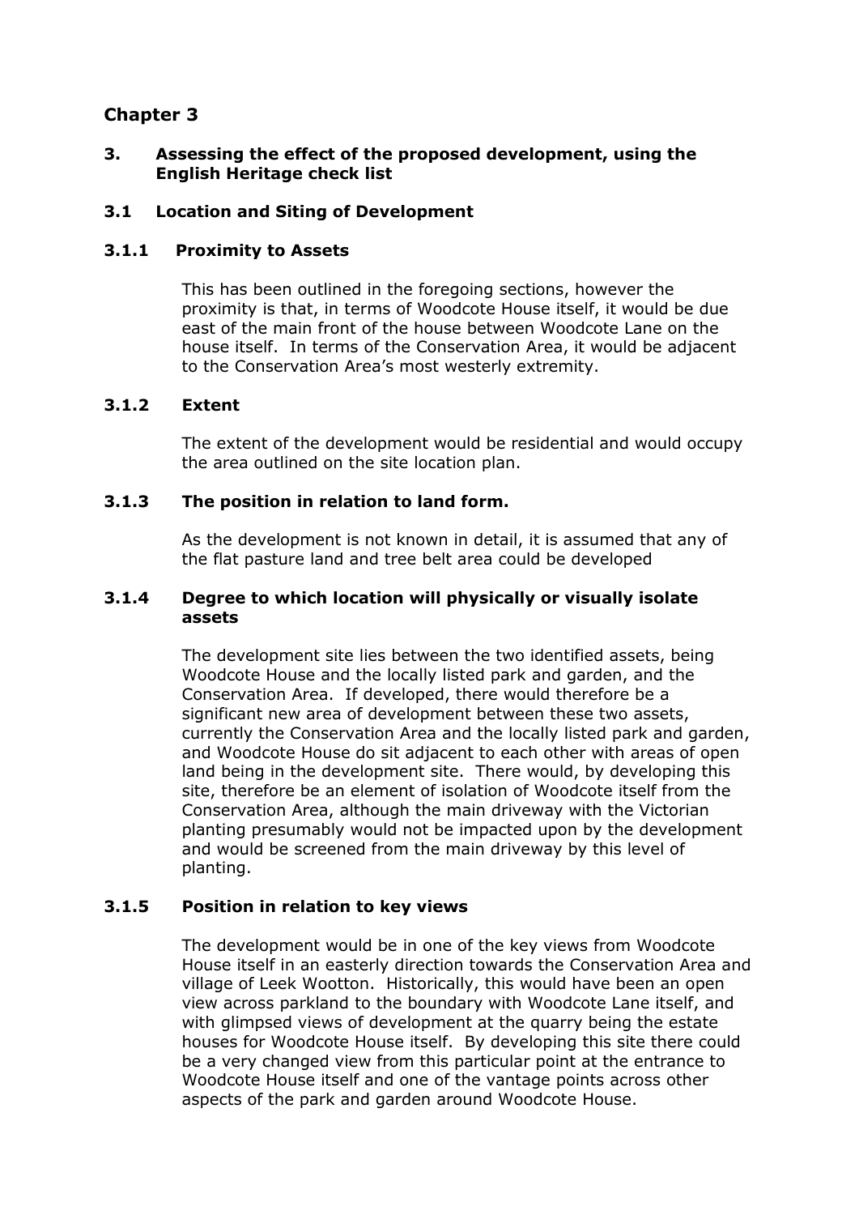# Chapter 3

## 3. Assessing the effect of the proposed development, using the English Heritage check list

### 3.1 Location and Siting of Development

#### 3.1.1 Proximity to Assets

This has been outlined in the foregoing sections, however the proximity is that, in terms of Woodcote House itself, it would be due east of the main front of the house between Woodcote Lane on the house itself. In terms of the Conservation Area, it would be adjacent to the Conservation Area's most westerly extremity.

#### 3.1.2 Extent

The extent of the development would be residential and would occupy the area outlined on the site location plan.

#### 3.1.3 The position in relation to land form.

As the development is not known in detail, it is assumed that any of the flat pasture land and tree belt area could be developed

#### 3.1.4 Degree to which location will physically or visually isolate assets

The development site lies between the two identified assets, being Woodcote House and the locally listed park and garden, and the Conservation Area. If developed, there would therefore be a significant new area of development between these two assets, currently the Conservation Area and the locally listed park and garden, and Woodcote House do sit adjacent to each other with areas of open land being in the development site. There would, by developing this site, therefore be an element of isolation of Woodcote itself from the Conservation Area, although the main driveway with the Victorian planting presumably would not be impacted upon by the development and would be screened from the main driveway by this level of planting.

#### 3.1.5 Position in relation to key views

The development would be in one of the key views from Woodcote House itself in an easterly direction towards the Conservation Area and village of Leek Wootton. Historically, this would have been an open view across parkland to the boundary with Woodcote Lane itself, and with glimpsed views of development at the quarry being the estate houses for Woodcote House itself. By developing this site there could be a very changed view from this particular point at the entrance to Woodcote House itself and one of the vantage points across other aspects of the park and garden around Woodcote House.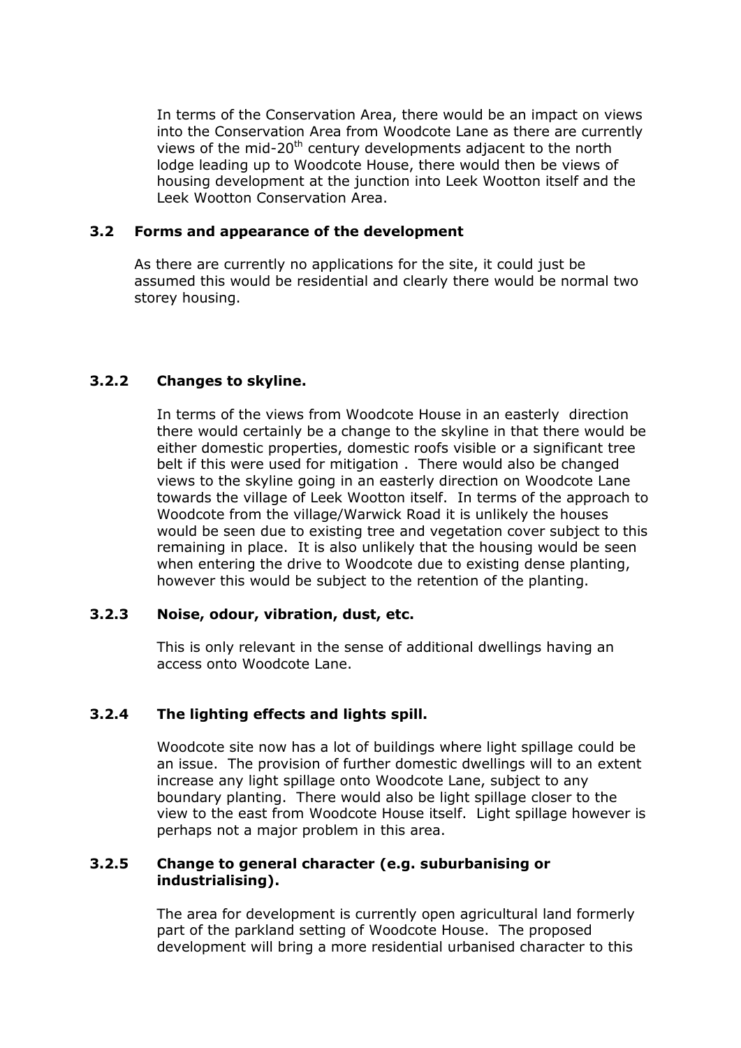In terms of the Conservation Area, there would be an impact on views into the Conservation Area from Woodcote Lane as there are currently views of the mid-20th century developments adjacent to the north lodge leading up to Woodcote House, there would then be views of housing development at the junction into Leek Wootton itself and the Leek Wootton Conservation Area.

### 3.2 Forms and appearance of the development

As there are currently no applications for the site, it could just be assumed this would be residential and clearly there would be normal two storey housing.

#### 3.2.2 Changes to skyline.

In terms of the views from Woodcote House in an easterly direction there would certainly be a change to the skyline in that there would be either domestic properties, domestic roofs visible or a significant tree belt if this were used for mitigation . There would also be changed views to the skyline going in an easterly direction on Woodcote Lane towards the village of Leek Wootton itself. In terms of the approach to Woodcote from the village/Warwick Road it is unlikely the houses would be seen due to existing tree and vegetation cover subject to this remaining in place. It is also unlikely that the housing would be seen when entering the drive to Woodcote due to existing dense planting, however this would be subject to the retention of the planting.

#### 3.2.3 Noise, odour, vibration, dust, etc.

This is only relevant in the sense of additional dwellings having an access onto Woodcote Lane.

#### 3.2.4 The lighting effects and lights spill.

Woodcote site now has a lot of buildings where light spillage could be an issue. The provision of further domestic dwellings will to an extent increase any light spillage onto Woodcote Lane, subject to any boundary planting. There would also be light spillage closer to the view to the east from Woodcote House itself. Light spillage however is perhaps not a major problem in this area.

#### 3.2.5 Change to general character (e.g. suburbanising or industrialising).

The area for development is currently open agricultural land formerly part of the parkland setting of Woodcote House. The proposed development will bring a more residential urbanised character to this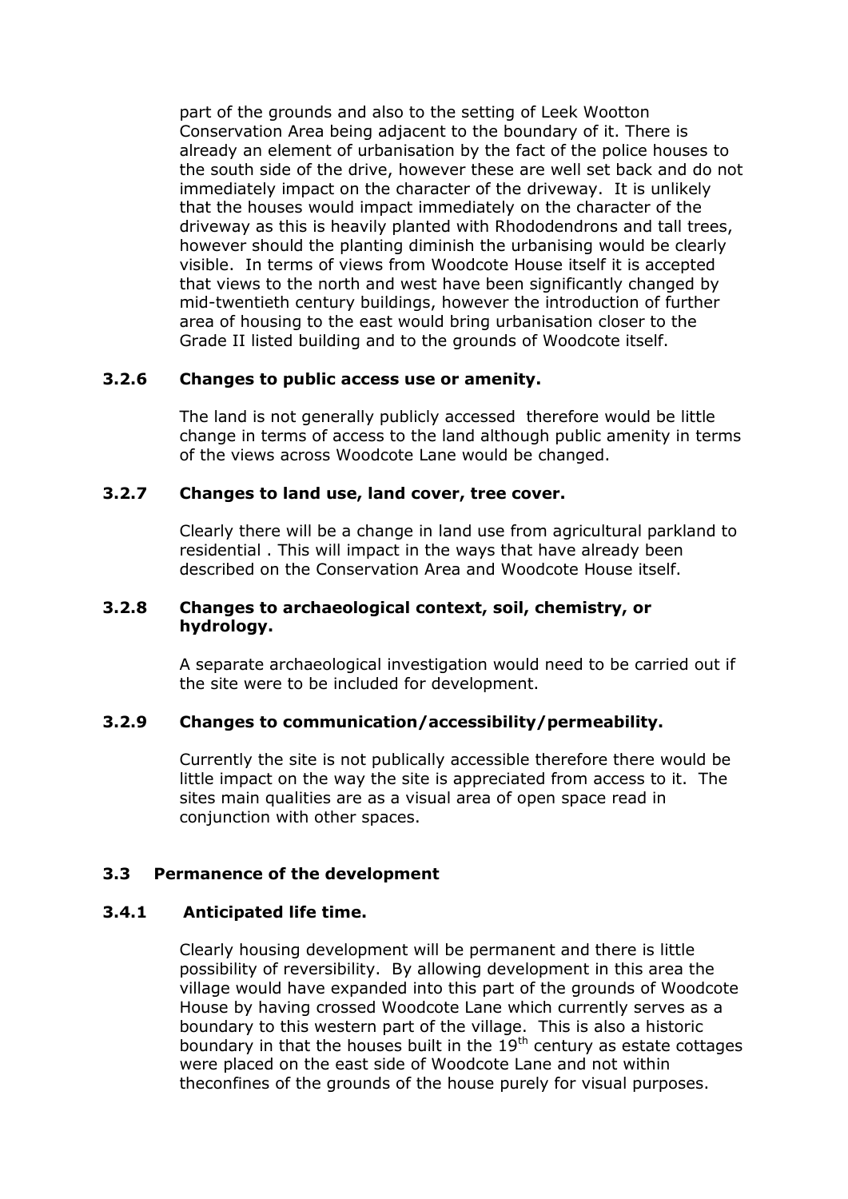part of the grounds and also to the setting of Leek Wootton Conservation Area being adjacent to the boundary of it. There is already an element of urbanisation by the fact of the police houses to the south side of the drive, however these are well set back and do not immediately impact on the character of the driveway. It is unlikely that the houses would impact immediately on the character of the driveway as this is heavily planted with Rhododendrons and tall trees, however should the planting diminish the urbanising would be clearly visible. In terms of views from Woodcote House itself it is accepted that views to the north and west have been significantly changed by mid-twentieth century buildings, however the introduction of further area of housing to the east would bring urbanisation closer to the Grade II listed building and to the grounds of Woodcote itself.

### 3.2.6 Changes to public access use or amenity.

The land is not generally publicly accessed therefore would be little change in terms of access to the land although public amenity in terms of the views across Woodcote Lane would be changed.

### 3.2.7 Changes to land use, land cover, tree cover.

Clearly there will be a change in land use from agricultural parkland to residential . This will impact in the ways that have already been described on the Conservation Area and Woodcote House itself.

### 3.2.8 Changes to archaeological context, soil, chemistry, or hydrology.

A separate archaeological investigation would need to be carried out if the site were to be included for development.

### 3.2.9 Changes to communication/accessibility/permeability.

Currently the site is not publically accessible therefore there would be little impact on the way the site is appreciated from access to it. The sites main qualities are as a visual area of open space read in conjunction with other spaces.

## 3.3 Permanence of the development

### 3.4.1 Anticipated life time.

Clearly housing development will be permanent and there is little possibility of reversibility. By allowing development in this area the village would have expanded into this part of the grounds of Woodcote House by having crossed Woodcote Lane which currently serves as a boundary to this western part of the village. This is also a historic boundary in that the houses built in the 19th century as estate cottages were placed on the east side of Woodcote Lane and not within theconfines of the grounds of the house purely for visual purposes.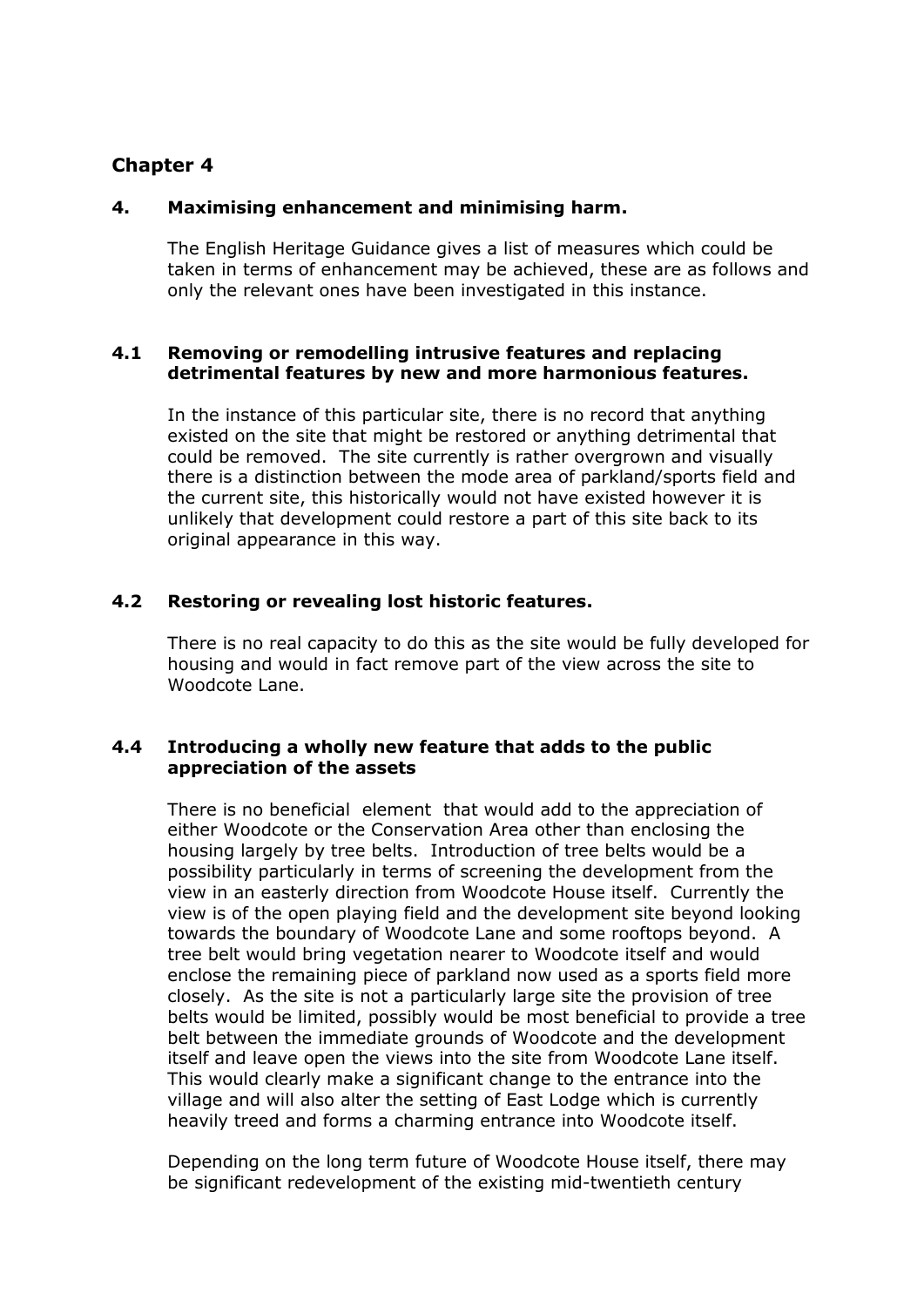## Chapter 4

### 4. Maximising enhancement and minimising harm.

The English Heritage Guidance gives a list of measures which could be taken in terms of enhancement may be achieved, these are as follows and only the relevant ones have been investigated in this instance.

### 4.1 Removing or remodelling intrusive features and replacing detrimental features by new and more harmonious features.

In the instance of this particular site, there is no record that anything existed on the site that might be restored or anything detrimental that could be removed. The site currently is rather overgrown and visually there is a distinction between the mode area of parkland/sports field and the current site, this historically would not have existed however it is unlikely that development could restore a part of this site back to its original appearance in this way.

### 4.2 Restoring or revealing lost historic features.

There is no real capacity to do this as the site would be fully developed for housing and would in fact remove part of the view across the site to Woodcote Lane.

### 4.4 Introducing a wholly new feature that adds to the public appreciation of the assets

There is no beneficial element that would add to the appreciation of either Woodcote or the Conservation Area other than enclosing the housing largely by tree belts. Introduction of tree belts would be a possibility particularly in terms of screening the development from the view in an easterly direction from Woodcote House itself. Currently the view is of the open playing field and the development site beyond looking towards the boundary of Woodcote Lane and some rooftops beyond. A tree belt would bring vegetation nearer to Woodcote itself and would enclose the remaining piece of parkland now used as a sports field more closely. As the site is not a particularly large site the provision of tree belts would be limited, possibly would be most beneficial to provide a tree belt between the immediate grounds of Woodcote and the development itself and leave open the views into the site from Woodcote Lane itself. This would clearly make a significant change to the entrance into the village and will also alter the setting of East Lodge which is currently heavily treed and forms a charming entrance into Woodcote itself.

Depending on the long term future of Woodcote House itself, there may be significant redevelopment of the existing mid-twentieth century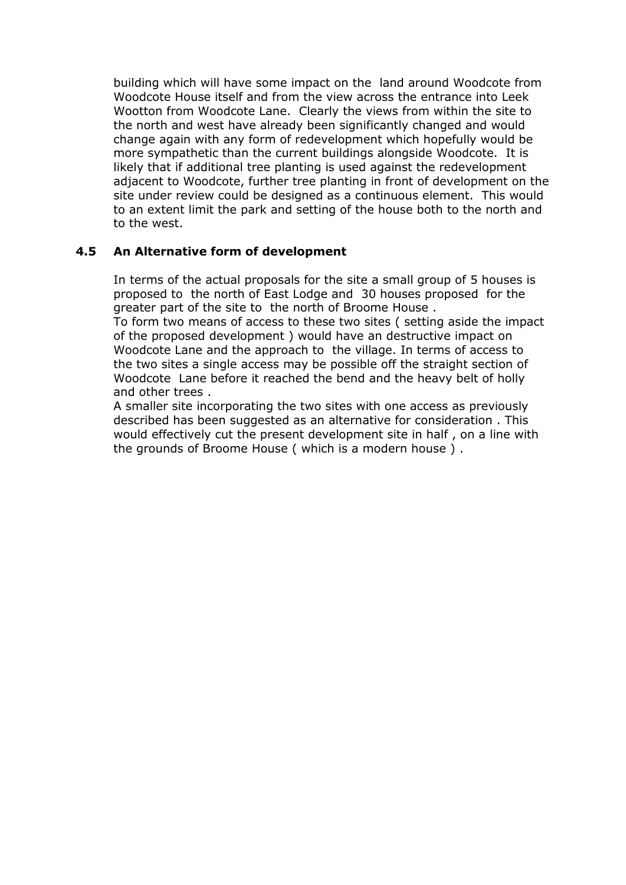building which will have some impact on the land around Woodcote from Woodcote House itself and from the view across the entrance into Leek Wootton from Woodcote Lane. Clearly the views from within the site to the north and west have already been significantly changed and would change again with any form of redevelopment which hopefully would be more sympathetic than the current buildings alongside Woodcote. It is likely that if additional tree planting is used against the redevelopment adjacent to Woodcote, further tree planting in front of development on the site under review could be designed as a continuous element. This would to an extent limit the park and setting of the house both to the north and to the west.

### 4.5 An Alternative form of development

In terms of the actual proposals for the site a small group of 5 houses is proposed to the north of East Lodge and 30 houses proposed for the greater part of the site to the north of Broome House .

To form two means of access to these two sites ( setting aside the impact of the proposed development ) would have an destructive impact on Woodcote Lane and the approach to the village. In terms of access to the two sites a single access may be possible off the straight section of Woodcote Lane before it reached the bend and the heavy belt of holly and other trees .

A smaller site incorporating the two sites with one access as previously described has been suggested as an alternative for consideration . This would effectively cut the present development site in half , on a line with the grounds of Broome House ( which is a modern house ) .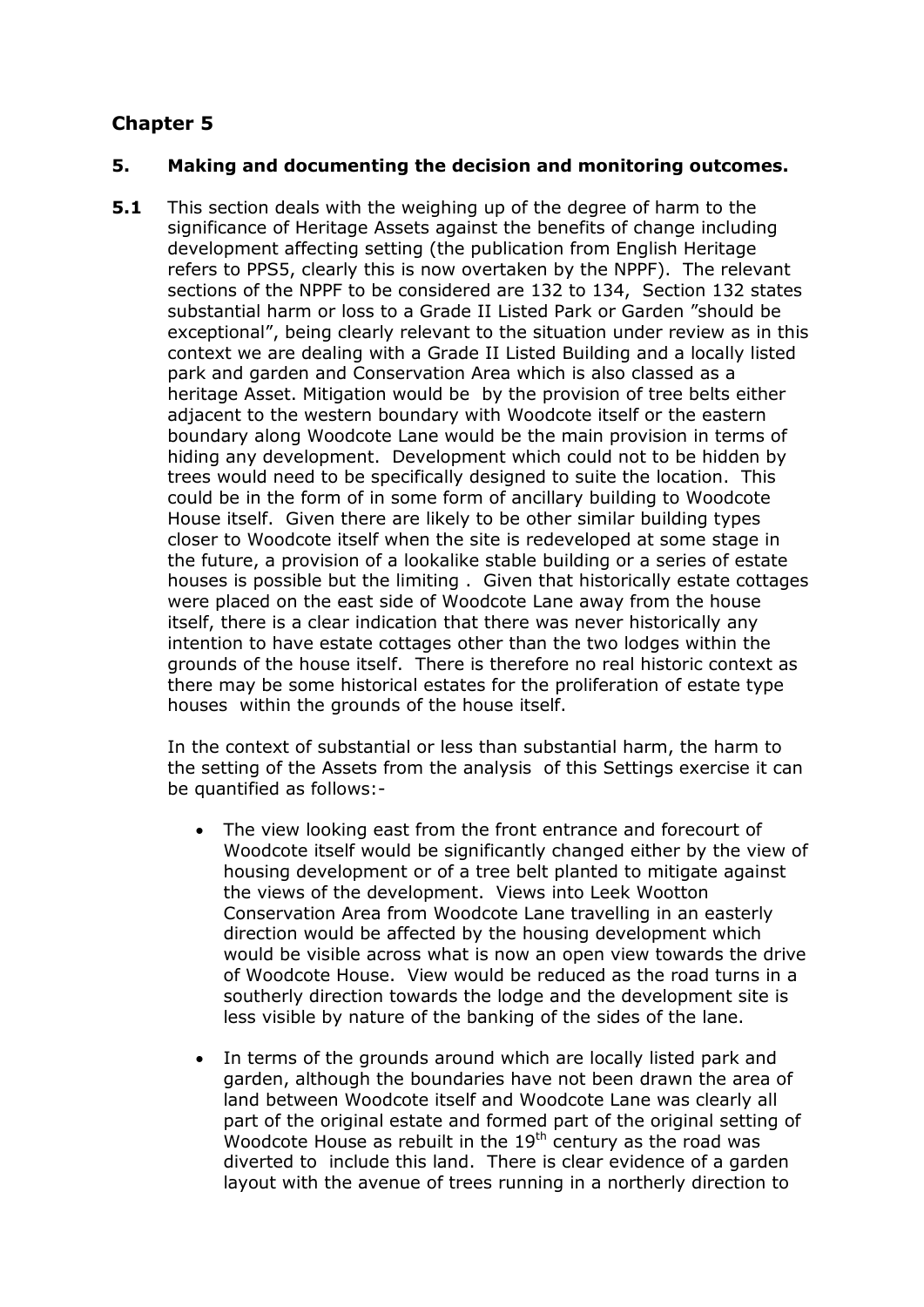# Chapter 5

## 5. Making and documenting the decision and monitoring outcomes.

**5.1** This section deals with the weighing up of the degree of harm to the significance of Heritage Assets against the benefits of change including development affecting setting (the publication from English Heritage refers to PPS5, clearly this is now overtaken by the NPPF). The relevant sections of the NPPF to be considered are 132 to 134, Section 132 states substantial harm or loss to a Grade II Listed Park or Garden "should be exceptional", being clearly relevant to the situation under review as in this context we are dealing with a Grade II Listed Building and a locally listed park and garden and Conservation Area which is also classed as a heritage Asset. Mitigation would be by the provision of tree belts either adjacent to the western boundary with Woodcote itself or the eastern boundary along Woodcote Lane would be the main provision in terms of hiding any development. Development which could not to be hidden by trees would need to be specifically designed to suite the location. This could be in the form of in some form of ancillary building to Woodcote House itself. Given there are likely to be other similar building types closer to Woodcote itself when the site is redeveloped at some stage in the future, a provision of a lookalike stable building or a series of estate houses is possible but the limiting . Given that historically estate cottages were placed on the east side of Woodcote Lane away from the house itself, there is a clear indication that there was never historically any intention to have estate cottages other than the two lodges within the grounds of the house itself. There is therefore no real historic context as there may be some historical estates for the proliferation of estate type houses within the grounds of the house itself.

In the context of substantial or less than substantial harm, the harm to the setting of the Assets from the analysis of this Settings exercise it can be quantified as follows:-

- The view looking east from the front entrance and forecourt of Woodcote itself would be significantly changed either by the view of housing development or of a tree belt planted to mitigate against the views of the development. Views into Leek Wootton Conservation Area from Woodcote Lane travelling in an easterly direction would be affected by the housing development which would be visible across what is now an open view towards the drive of Woodcote House. View would be reduced as the road turns in a southerly direction towards the lodge and the development site is less visible by nature of the banking of the sides of the lane.

- In terms of the grounds around which are locally listed park and garden, although the boundaries have not been drawn the area of land between Woodcote itself and Woodcote Lane was clearly all part of the original estate and formed part of the original setting of Woodcote House as rebuilt in the 19th century as the road was diverted to include this land. There is clear evidence of a garden layout with the avenue of trees running in a northerly direction to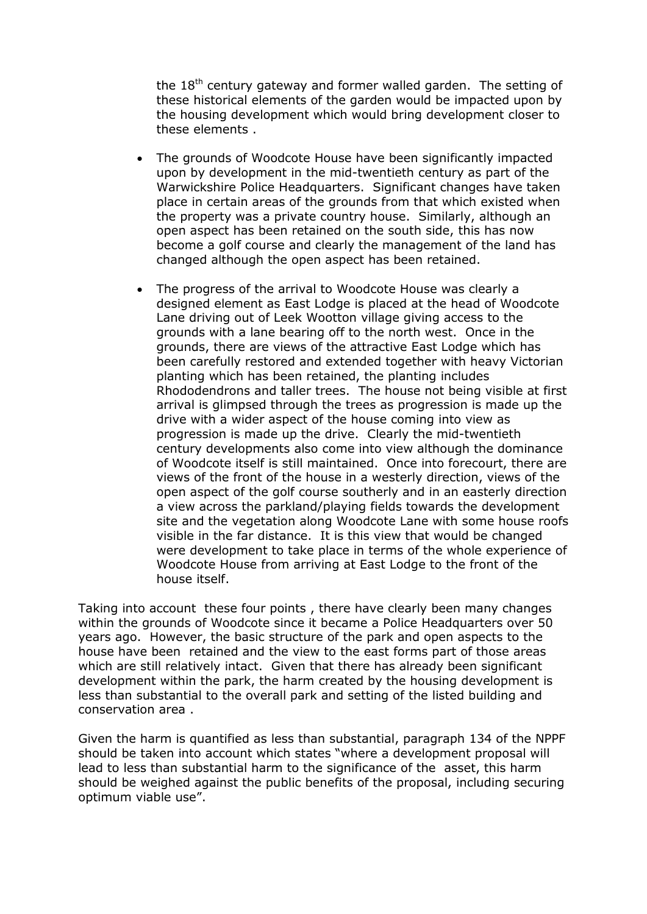the 18th century gateway and former walled garden. The setting of these historical elements of the garden would be impacted upon by the housing development which would bring development closer to these elements .

- The grounds of Woodcote House have been significantly impacted upon by development in the mid-twentieth century as part of the Warwickshire Police Headquarters. Significant changes have taken place in certain areas of the grounds from that which existed when the property was a private country house. Similarly, although an open aspect has been retained on the south side, this has now become a golf course and clearly the management of the land has changed although the open aspect has been retained.

- The progress of the arrival to Woodcote House was clearly a designed element as East Lodge is placed at the head of Woodcote Lane driving out of Leek Wootton village giving access to the grounds with a lane bearing off to the north west. Once in the grounds, there are views of the attractive East Lodge which has been carefully restored and extended together with heavy Victorian planting which has been retained, the planting includes Rhododendrons and taller trees. The house not being visible at first arrival is glimpsed through the trees as progression is made up the drive with a wider aspect of the house coming into view as progression is made up the drive. Clearly the mid-twentieth century developments also come into view although the dominance of Woodcote itself is still maintained. Once into forecourt, there are views of the front of the house in a westerly direction, views of the open aspect of the golf course southerly and in an easterly direction a view across the parkland/playing fields towards the development site and the vegetation along Woodcote Lane with some house roofs visible in the far distance. It is this view that would be changed were development to take place in terms of the whole experience of Woodcote House from arriving at East Lodge to the front of the house itself.

Taking into account these four points , there have clearly been many changes within the grounds of Woodcote since it became a Police Headquarters over 50 years ago. However, the basic structure of the park and open aspects to the house have been retained and the view to the east forms part of those areas which are still relatively intact. Given that there has already been significant development within the park, the harm created by the housing development is less than substantial to the overall park and setting of the listed building and conservation area .

Given the harm is quantified as less than substantial, paragraph 134 of the NPPF should be taken into account which states "where a development proposal will lead to less than substantial harm to the significance of the asset, this harm should be weighed against the public benefits of the proposal, including securing optimum viable use".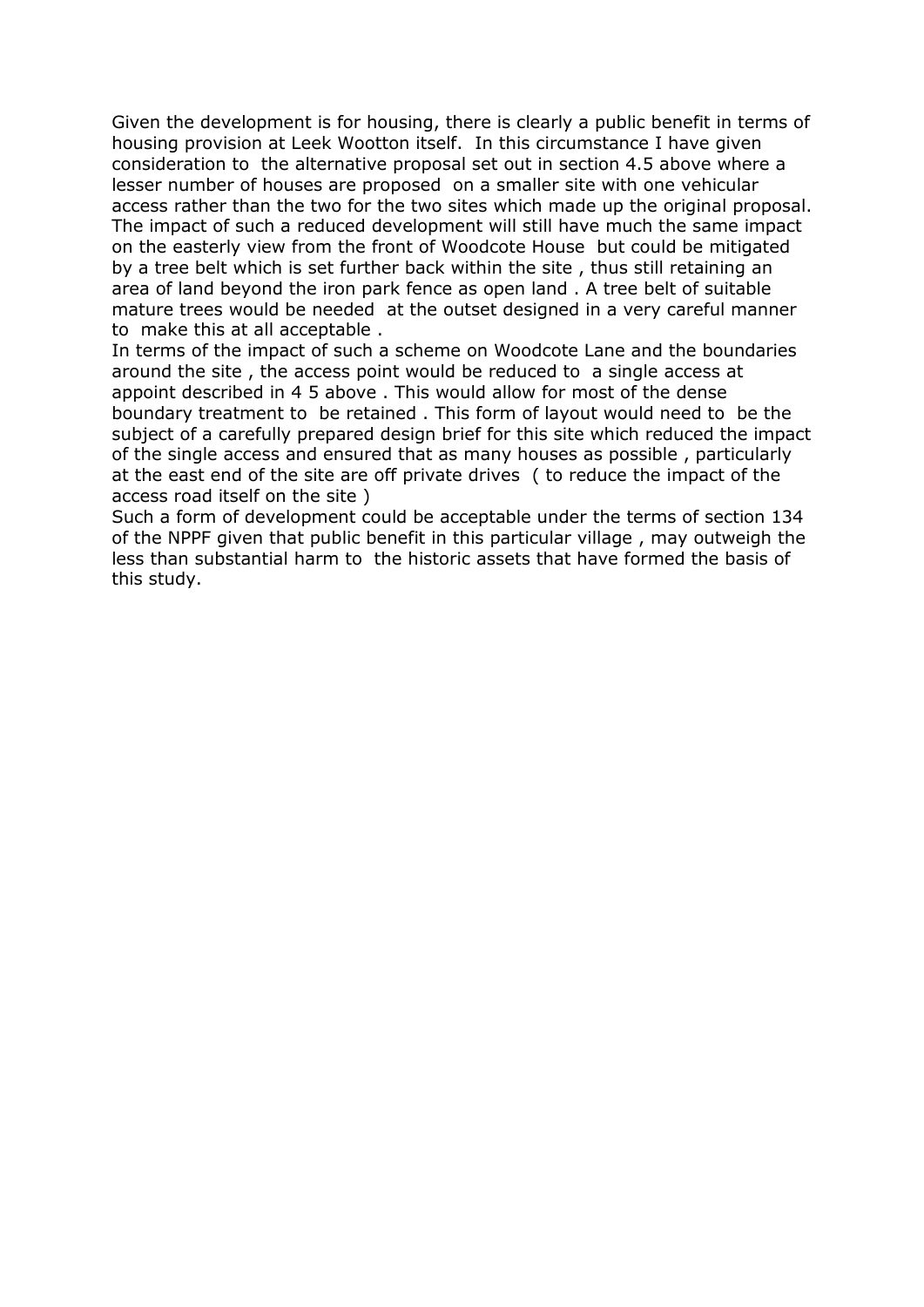Given the development is for housing, there is clearly a public benefit in terms of housing provision at Leek Wootton itself. In this circumstance I have given consideration to the alternative proposal set out in section 4.5 above where a lesser number of houses are proposed on a smaller site with one vehicular access rather than the two for the two sites which made up the original proposal. The impact of such a reduced development will still have much the same impact on the easterly view from the front of Woodcote House but could be mitigated by a tree belt which is set further back within the site , thus still retaining an area of land beyond the iron park fence as open land . A tree belt of suitable mature trees would be needed at the outset designed in a very careful manner to make this at all acceptable .
In terms of the impact of such a scheme on Woodcote Lane and the boundaries around the site , the access point would be reduced to a single access at appoint described in 4 5 above . This would allow for most of the dense boundary treatment to be retained . This form of layout would need to be the subject of a carefully prepared design brief for this site which reduced the impact of the single access and ensured that as many houses as possible , particularly at the east end of the site are off private drives ( to reduce the impact of the access road itself on the site )
Such a form of development could be acceptable under the terms of section 134 of the NPPF given that public benefit in this particular village , may outweigh the less than substantial harm to the historic assets that have formed the basis of this study.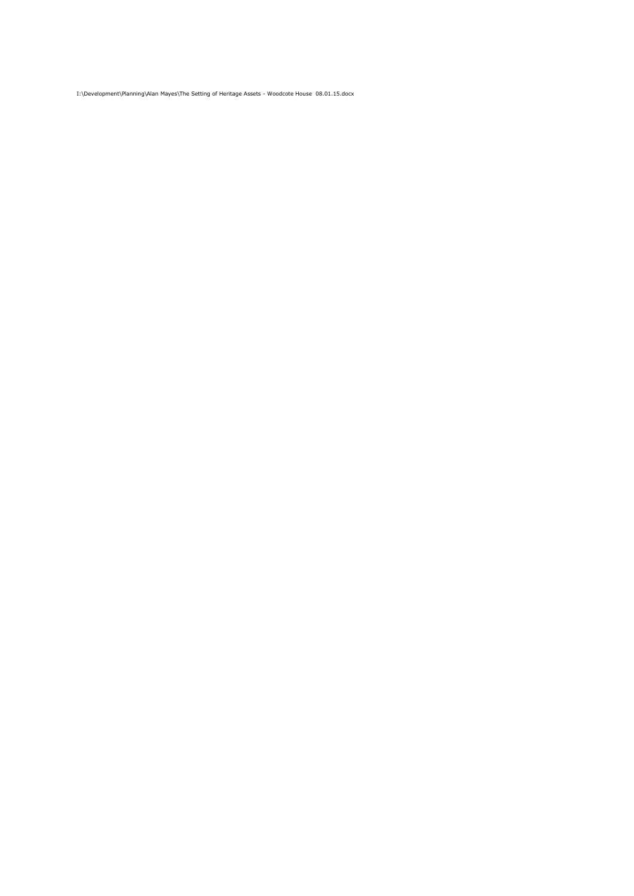I:\Development\Planning\Alan Mayes\The Setting of Heritage Assets - Woodcote House  08.01.15.docx